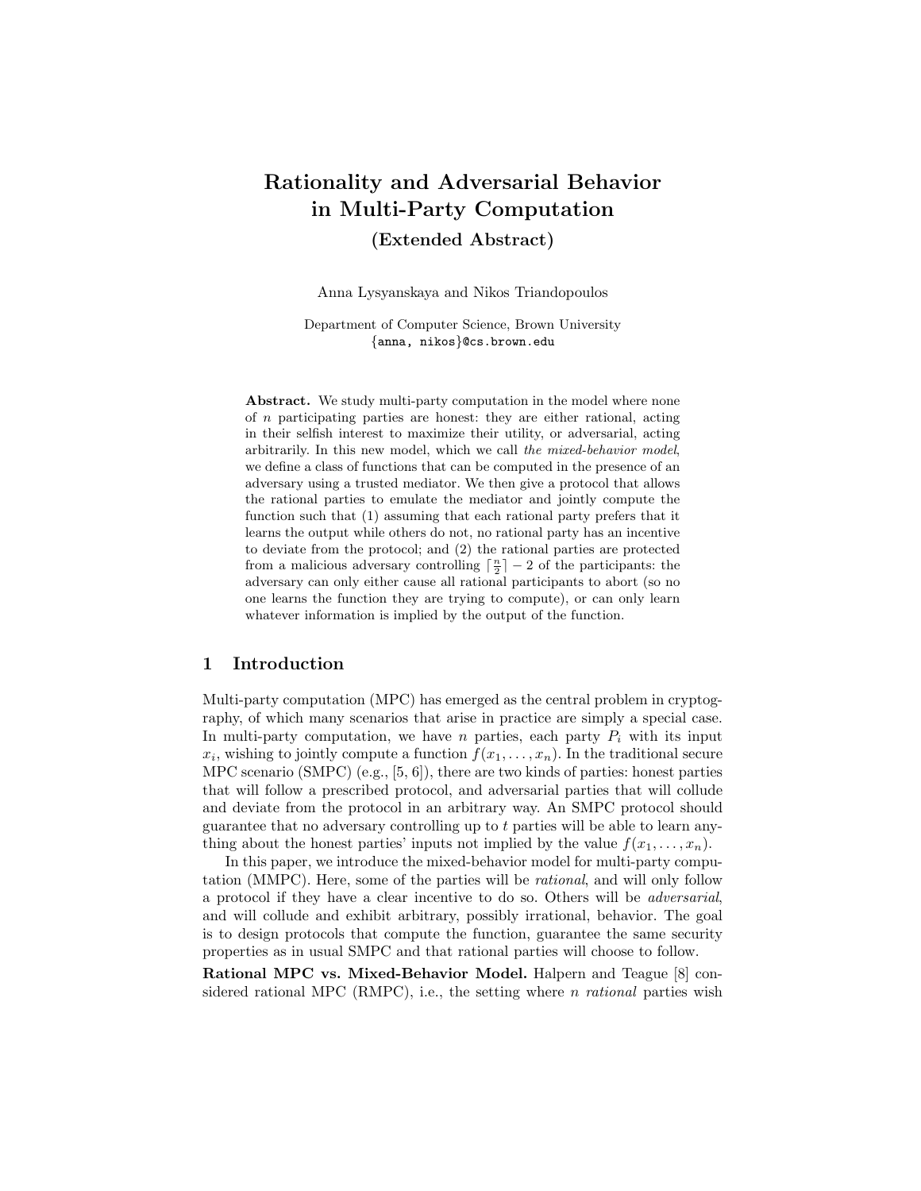# Rationality and Adversarial Behavior in Multi-Party Computation

## (Extended Abstract)

Anna Lysyanskaya and Nikos Triandopoulos

Department of Computer Science, Brown University
{anna, nikos}@cs.brown.edu

**Abstract.** We study multi-party computation in the model where none of $n$ participating parties are honest: they are either rational, acting in their selfish interest to maximize their utility, or adversarial, acting arbitrarily. In this new model, which we call *the mixed-behavior model*, we define a class of functions that can be computed in the presence of an adversary using a trusted mediator. We then give a protocol that allows the rational parties to emulate the mediator and jointly compute the function such that (1) assuming that each rational party prefers that it learns the output while others do not, no rational party has an incentive to deviate from the protocol; and (2) the rational parties are protected from a malicious adversary controlling $\lceil \frac{n}{2} \rceil - 2$ of the participants: the adversary can only either cause all rational participants to abort (so no one learns the function they are trying to compute), or can only learn whatever information is implied by the output of the function.

## 1 Introduction

Multi-party computation (MPC) has emerged as the central problem in cryptography, of which many scenarios that arise in practice are simply a special case. In multi-party computation, we have $n$ parties, each party $P_i$ with its input $x_i$, wishing to jointly compute a function $f(x_1, \ldots, x_n)$. In the traditional secure MPC scenario (SMPC) (e.g., [5, 6]), there are two kinds of parties: honest parties that will follow a prescribed protocol, and adversarial parties that will collude and deviate from the protocol in an arbitrary way. An SMPC protocol should guarantee that no adversary controlling up to $t$ parties will be able to learn anything about the honest parties' inputs not implied by the value $f(x_1, \ldots, x_n)$.

In this paper, we introduce the mixed-behavior model for multi-party computation (MMPC). Here, some of the parties will be *rational*, and will only follow a protocol if they have a clear incentive to do so. Others will be *adversarial*, and will collude and exhibit arbitrary, possibly irrational, behavior. The goal is to design protocols that compute the function, guarantee the same security properties as in usual SMPC and that rational parties will choose to follow.

**Rational MPC vs. Mixed-Behavior Model.** Halpern and Teague [8] considered rational MPC (RMPC), i.e., the setting where $n$ *rational* parties wish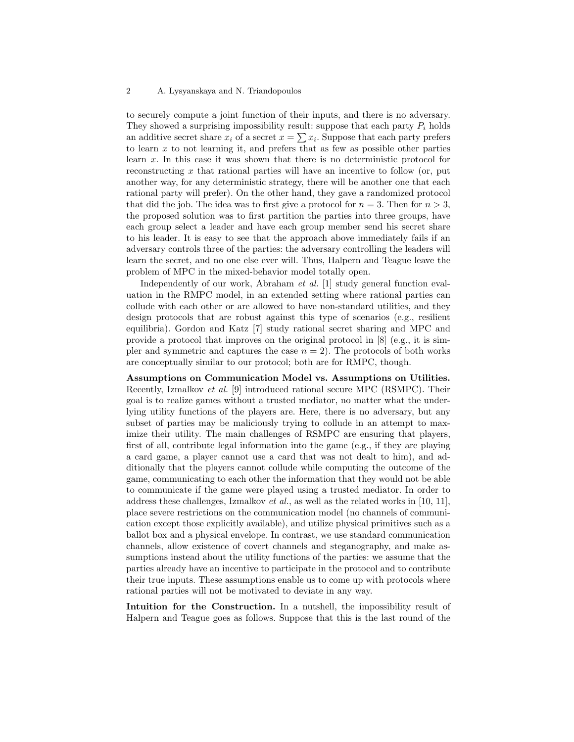to securely compute a joint function of their inputs, and there is no adversary. They showed a surprising impossibility result: suppose that each party $P_i$ holds an additive secret share $x_i$ of a secret $x = \sum x_i$. Suppose that each party prefers to learn $x$ to not learning it, and prefers that as few as possible other parties learn $x$. In this case it was shown that there is no deterministic protocol for reconstructing $x$ that rational parties will have an incentive to follow (or, put another way, for any deterministic strategy, there will be another one that each rational party will prefer). On the other hand, they gave a randomized protocol that did the job. The idea was to first give a protocol for $n = 3$. Then for $n > 3$, the proposed solution was to first partition the parties into three groups, have each group select a leader and have each group member send his secret share to his leader. It is easy to see that the approach above immediately fails if an adversary controls three of the parties: the adversary controlling the leaders will learn the secret, and no one else ever will. Thus, Halpern and Teague leave the problem of MPC in the mixed-behavior model totally open.

Independently of our work, Abraham *et al.* [1] study general function evaluation in the RMPC model, in an extended setting where rational parties can collude with each other or are allowed to have non-standard utilities, and they design protocols that are robust against this type of scenarios (e.g., resilient equilibria). Gordon and Katz [7] study rational secret sharing and MPC and provide a protocol that improves on the original protocol in [8] (e.g., it is simpler and symmetric and captures the case $n = 2$). The protocols of both works are conceptually similar to our protocol; both are for RMPC, though.

**Assumptions on Communication Model vs. Assumptions on Utilities.** Recently, Izmalkov *et al.* [9] introduced rational secure MPC (RSMPC). Their goal is to realize games without a trusted mediator, no matter what the underlying utility functions of the players are. Here, there is no adversary, but any subset of parties may be maliciously trying to collude in an attempt to maximize their utility. The main challenges of RSMPC are ensuring that players, first of all, contribute legal information into the game (e.g., if they are playing a card game, a player cannot use a card that was not dealt to him), and additionally that the players cannot collude while computing the outcome of the game, communicating to each other the information that they would not be able to communicate if the game were played using a trusted mediator. In order to address these challenges, Izmalkov *et al.*, as well as the related works in [10, 11], place severe restrictions on the communication model (no channels of communication except those explicitly available), and utilize physical primitives such as a ballot box and a physical envelope. In contrast, we use standard communication channels, allow existence of covert channels and steganography, and make assumptions instead about the utility functions of the parties: we assume that the parties already have an incentive to participate in the protocol and to contribute their true inputs. These assumptions enable us to come up with protocols where rational parties will not be motivated to deviate in any way.

**Intuition for the Construction.** In a nutshell, the impossibility result of Halpern and Teague goes as follows. Suppose that this is the last round of the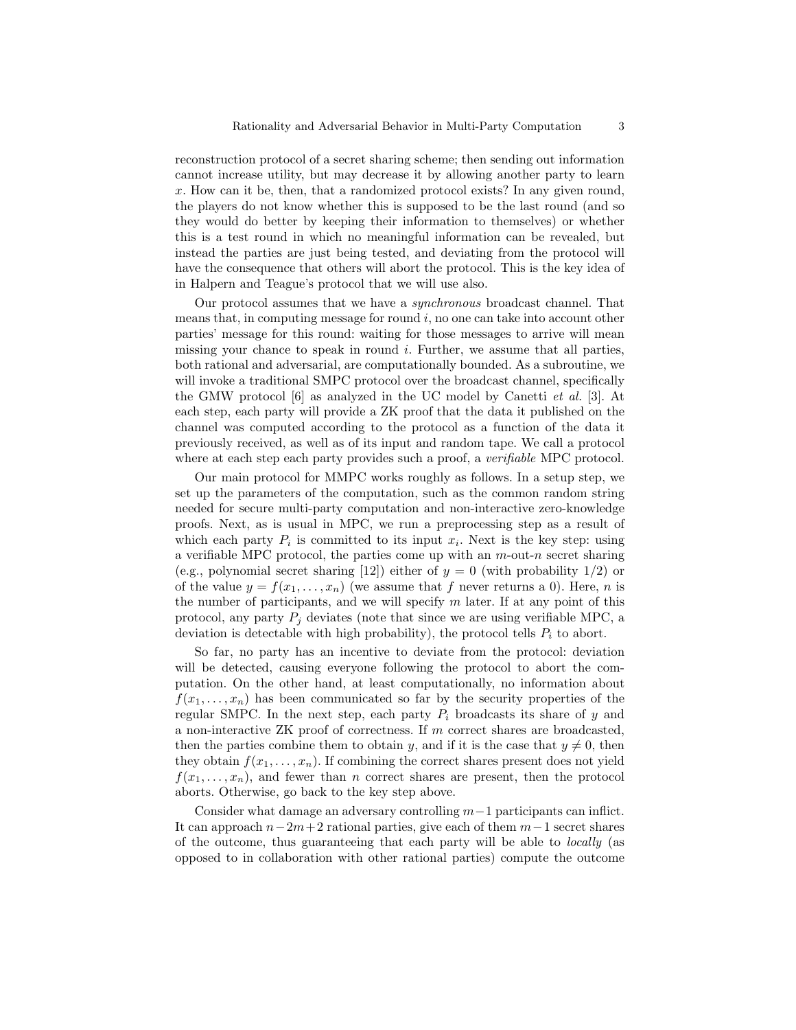reconstruction protocol of a secret sharing scheme; then sending out information cannot increase utility, but may decrease it by allowing another party to learn $x$. How can it be, then, that a randomized protocol exists? In any given round, the players do not know whether this is supposed to be the last round (and so they would do better by keeping their information to themselves) or whether this is a test round in which no meaningful information can be revealed, but instead the parties are just being tested, and deviating from the protocol will have the consequence that others will abort the protocol. This is the key idea of in Halpern and Teague's protocol that we will use also.

Our protocol assumes that we have a *synchronous* broadcast channel. That means that, in computing message for round $i$, no one can take into account other parties' message for this round: waiting for those messages to arrive will mean missing your chance to speak in round $i$. Further, we assume that all parties, both rational and adversarial, are computationally bounded. As a subroutine, we will invoke a traditional SMPC protocol over the broadcast channel, specifically the GMW protocol [6] as analyzed in the UC model by Canetti *et al.* [3]. At each step, each party will provide a ZK proof that the data it published on the channel was computed according to the protocol as a function of the data it previously received, as well as of its input and random tape. We call a protocol where at each step each party provides such a proof, a *verifiable* MPC protocol.

Our main protocol for MMPC works roughly as follows. In a setup step, we set up the parameters of the computation, such as the common random string needed for secure multi-party computation and non-interactive zero-knowledge proofs. Next, as is usual in MPC, we run a preprocessing step as a result of which each party $P_i$ is committed to its input $x_i$. Next is the key step: using a verifiable MPC protocol, the parties come up with an $m$-out-$n$ secret sharing (e.g., polynomial secret sharing [12]) either of $y = 0$ (with probability 1/2) or of the value $y = f(x_1, \ldots, x_n)$ (we assume that $f$ never returns a 0). Here, $n$ is the number of participants, and we will specify $m$ later. If at any point of this protocol, any party $P_j$ deviates (note that since we are using verifiable MPC, a deviation is detectable with high probability), the protocol tells $P_i$ to abort.

So far, no party has an incentive to deviate from the protocol: deviation will be detected, causing everyone following the protocol to abort the computation. On the other hand, at least computationally, no information about $f(x_1, \ldots, x_n)$ has been communicated so far by the security properties of the regular SMPC. In the next step, each party $P_i$ broadcasts its share of $y$ and a non-interactive ZK proof of correctness. If $m$ correct shares are broadcasted, then the parties combine them to obtain $y$, and if it is the case that $y \neq 0$, then they obtain $f(x_1, \ldots, x_n)$. If combining the correct shares present does not yield $f(x_1, \ldots, x_n)$, and fewer than $n$ correct shares are present, then the protocol aborts. Otherwise, go back to the key step above.

Consider what damage an adversary controlling $m-1$ participants can inflict. It can approach $n-2m+2$ rational parties, give each of them $m-1$ secret shares of the outcome, thus guaranteeing that each party will be able to *locally* (as opposed to in collaboration with other rational parties) compute the outcome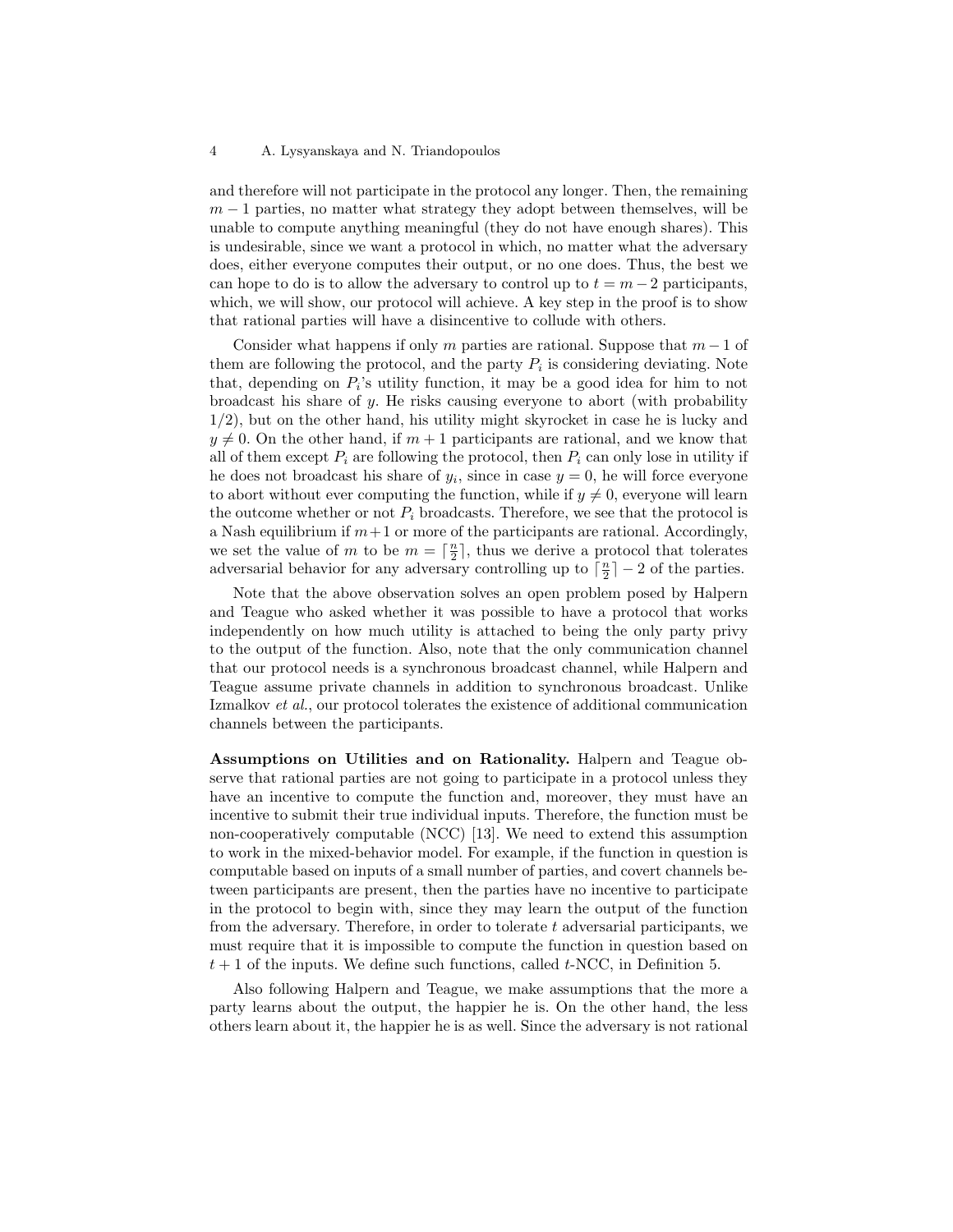and therefore will not participate in the protocol any longer. Then, the remaining $m-1$ parties, no matter what strategy they adopt between themselves, will be unable to compute anything meaningful (they do not have enough shares). This is undesirable, since we want a protocol in which, no matter what the adversary does, either everyone computes their output, or no one does. Thus, the best we can hope to do is to allow the adversary to control up to $t = m-2$ participants, which, we will show, our protocol will achieve. A key step in the proof is to show that rational parties will have a disincentive to collude with others.

Consider what happens if only $m$ parties are rational. Suppose that $m-1$ of them are following the protocol, and the party $P_i$ is considering deviating. Note that, depending on $P_i$'s utility function, it may be a good idea for him to not broadcast his share of $y$. He risks causing everyone to abort (with probability $1/2$), but on the other hand, his utility might skyrocket in case he is lucky and $y \neq 0$. On the other hand, if $m+1$ participants are rational, and we know that all of them except $P_i$ are following the protocol, then $P_i$ can only lose in utility if he does not broadcast his share of $y_i$, since in case $y = 0$, he will force everyone to abort without ever computing the function, while if $y \neq 0$, everyone will learn the outcome whether or not $P_i$ broadcasts. Therefore, we see that the protocol is a Nash equilibrium if $m+1$ or more of the participants are rational. Accordingly, we set the value of $m$ to be $m = \lceil \frac{n}{2} \rceil$, thus we derive a protocol that tolerates adversarial behavior for any adversary controlling up to $\lceil \frac{n}{2} \rceil - 2$ of the parties.

Note that the above observation solves an open problem posed by Halpern and Teague who asked whether it was possible to have a protocol that works independently on how much utility is attached to being the only party privy to the output of the function. Also, note that the only communication channel that our protocol needs is a synchronous broadcast channel, while Halpern and Teague assume private channels in addition to synchronous broadcast. Unlike Izmalkov *et al.*, our protocol tolerates the existence of additional communication channels between the participants.

**Assumptions on Utilities and on Rationality.** Halpern and Teague observe that rational parties are not going to participate in a protocol unless they have an incentive to compute the function and, moreover, they must have an incentive to submit their true individual inputs. Therefore, the function must be non-cooperatively computable (NCC) [13]. We need to extend this assumption to work in the mixed-behavior model. For example, if the function in question is computable based on inputs of a small number of parties, and covert channels between participants are present, then the parties have no incentive to participate in the protocol to begin with, since they may learn the output of the function from the adversary. Therefore, in order to tolerate $t$ adversarial participants, we must require that it is impossible to compute the function in question based on $t+1$ of the inputs. We define such functions, called $t$-NCC, in Definition 5.

Also following Halpern and Teague, we make assumptions that the more a party learns about the output, the happier he is. On the other hand, the less others learn about it, the happier he is as well. Since the adversary is not rational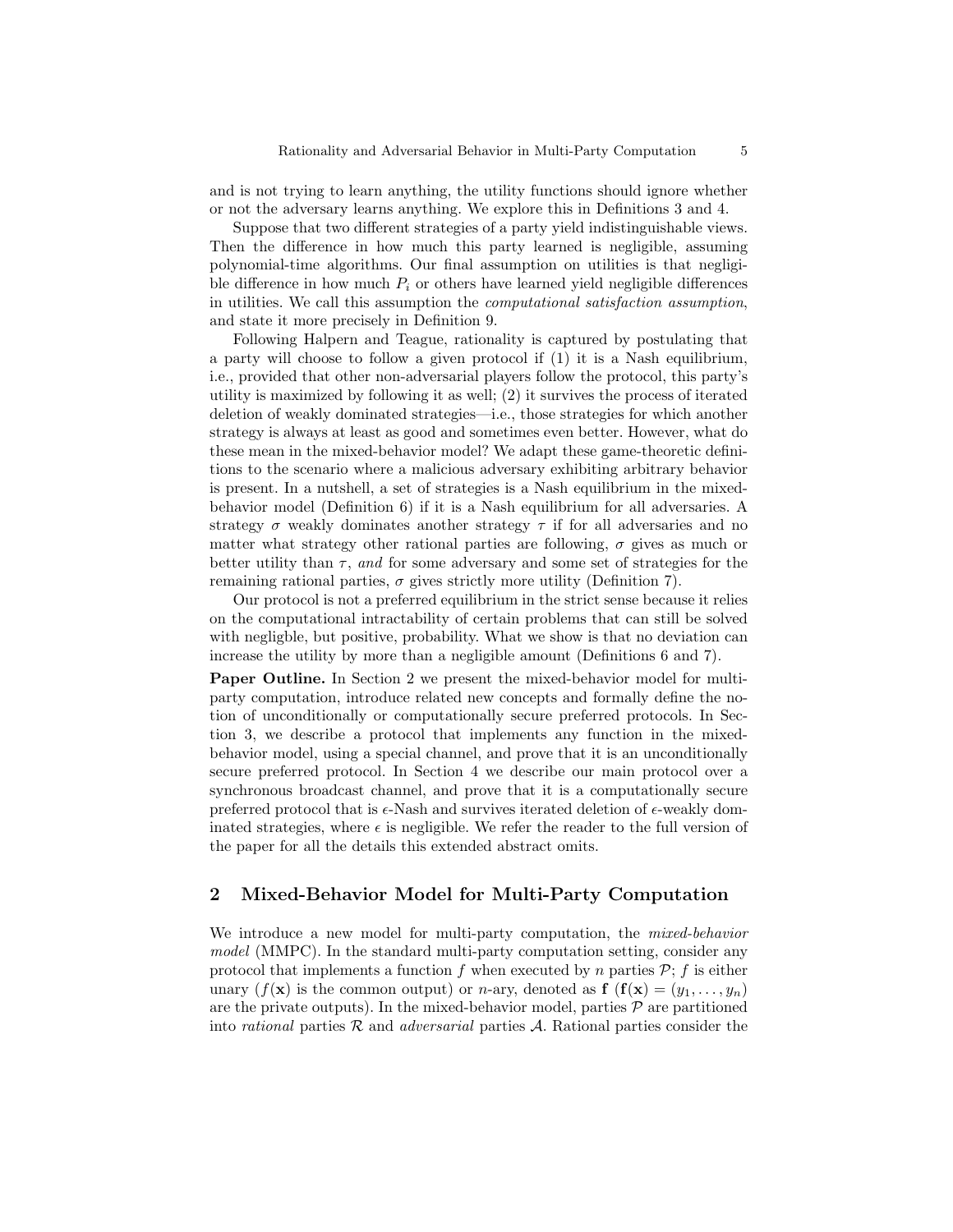and is not trying to learn anything, the utility functions should ignore whether or not the adversary learns anything. We explore this in Definitions 3 and 4.

Suppose that two different strategies of a party yield indistinguishable views. Then the difference in how much this party learned is negligible, assuming polynomial-time algorithms. Our final assumption on utilities is that negligible difference in how much $P_i$ or others have learned yield negligible differences in utilities. We call this assumption the *computational satisfaction assumption*, and state it more precisely in Definition 9.

Following Halpern and Teague, rationality is captured by postulating that a party will choose to follow a given protocol if (1) it is a Nash equilibrium, i.e., provided that other non-adversarial players follow the protocol, this party's utility is maximized by following it as well; (2) it survives the process of iterated deletion of weakly dominated strategies—i.e., those strategies for which another strategy is always at least as good and sometimes even better. However, what do these mean in the mixed-behavior model? We adapt these game-theoretic definitions to the scenario where a malicious adversary exhibiting arbitrary behavior is present. In a nutshell, a set of strategies is a Nash equilibrium in the mixed-behavior model (Definition 6) if it is a Nash equilibrium for all adversaries. A strategy $\sigma$ weakly dominates another strategy $\tau$ if for all adversaries and no matter what strategy other rational parties are following, $\sigma$ gives as much or better utility than $\tau$, *and* for some adversary and some set of strategies for the remaining rational parties, $\sigma$ gives strictly more utility (Definition 7).

Our protocol is not a preferred equilibrium in the strict sense because it relies on the computational intractability of certain problems that can still be solved with negligble, but positive, probability. What we show is that no deviation can increase the utility by more than a negligible amount (Definitions 6 and 7).

**Paper Outline.** In Section 2 we present the mixed-behavior model for multi-party computation, introduce related new concepts and formally define the notion of unconditionally or computationally secure preferred protocols. In Section 3, we describe a protocol that implements any function in the mixed-behavior model, using a special channel, and prove that it is an unconditionally secure preferred protocol. In Section 4 we describe our main protocol over a synchronous broadcast channel, and prove that it is a computationally secure preferred protocol that is $\epsilon$-Nash and survives iterated deletion of $\epsilon$-weakly dominated strategies, where $\epsilon$ is negligible. We refer the reader to the full version of the paper for all the details this extended abstract omits.

## 2 Mixed-Behavior Model for Multi-Party Computation

We introduce a new model for multi-party computation, the *mixed-behavior model* (MMPC). In the standard multi-party computation setting, consider any protocol that implements a function $f$ when executed by $n$ parties $\mathcal{P}$; $f$ is either unary ($f(\mathbf{x})$ is the common output) or $n$-ary, denoted as $\mathbf{f}$ ($\mathbf{f}(\mathbf{x}) = (y_1, \ldots, y_n)$ are the private outputs). In the mixed-behavior model, parties $\mathcal{P}$ are partitioned into *rational* parties $\mathcal{R}$ and *adversarial* parties $\mathcal{A}$. Rational parties consider the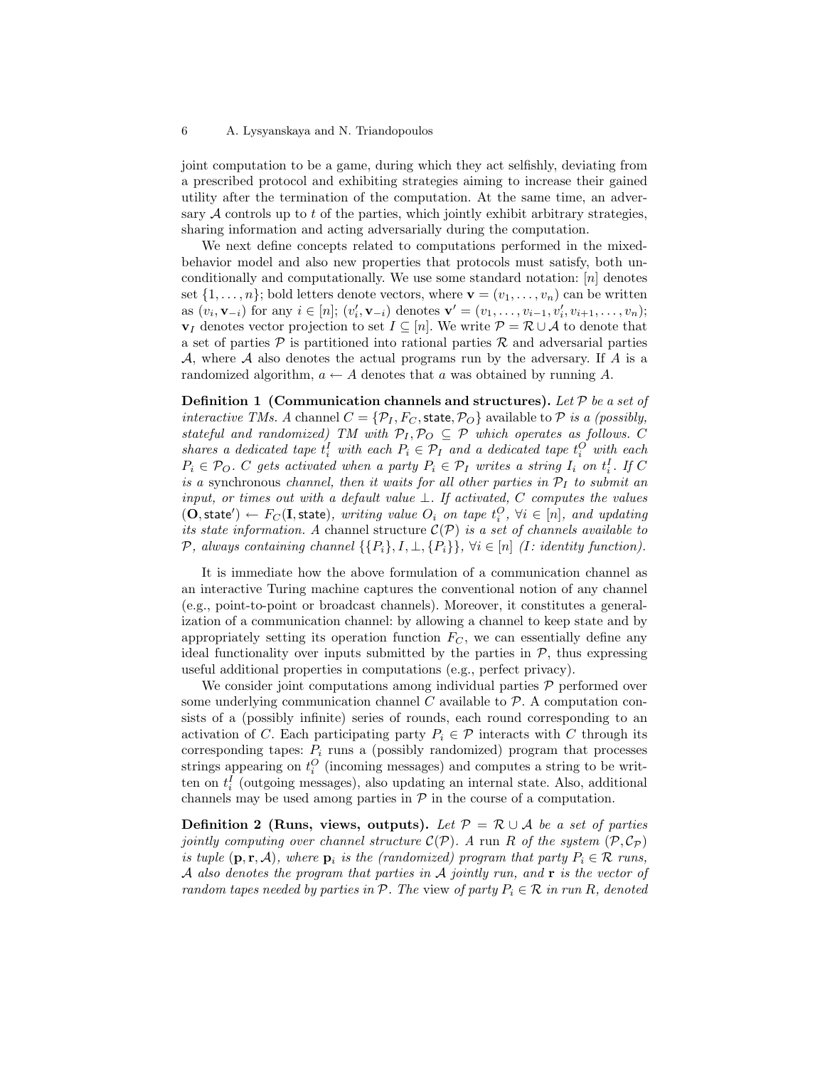joint computation to be a game, during which they act selfishly, deviating from a prescribed protocol and exhibiting strategies aiming to increase their gained utility after the termination of the computation. At the same time, an adversary $\mathcal{A}$ controls up to $t$ of the parties, which jointly exhibit arbitrary strategies, sharing information and acting adversarially during the computation.

We next define concepts related to computations performed in the mixed-behavior model and also new properties that protocols must satisfy, both unconditionally and computationally. We use some standard notation: $[n]$ denotes set $\{1, \ldots, n\}$; bold letters denote vectors, where $\mathbf{v} = (v_1, \ldots, v_n)$ can be written as $(v_i, \mathbf{v}_{-i})$ for any $i \in [n]$; $(v'_i, \mathbf{v}_{-i})$ denotes $\mathbf{v}' = (v_1, \ldots, v_{i-1}, v'_i, v_{i+1}, \ldots, v_n)$; $\mathbf{v}_I$ denotes vector projection to set $I \subseteq [n]$. We write $\mathcal{P} = \mathcal{R} \cup \mathcal{A}$ to denote that a set of parties $\mathcal{P}$ is partitioned into rational parties $\mathcal{R}$ and adversarial parties $\mathcal{A}$, where $\mathcal{A}$ also denotes the actual programs run by the adversary. If $A$ is a randomized algorithm, $a \leftarrow A$ denotes that $a$ was obtained by running $A$.

**Definition 1 (Communication channels and structures).** *Let $\mathcal{P}$ be a set of interactive TMs. A* channel $C = \{\mathcal{P}_I, F_C, \mathsf{state}, \mathcal{P}_O\}$ available to $\mathcal{P}$ *is a (possibly, stateful and randomized) TM with $\mathcal{P}_I, \mathcal{P}_O \subseteq \mathcal{P}$ which operates as follows. $C$ shares a dedicated tape $t_i^I$ with each $P_i \in \mathcal{P}_I$ and a dedicated tape $t_i^O$ with each $P_i \in \mathcal{P}_O$. $C$ gets activated when a party $P_i \in \mathcal{P}_I$ writes a string $I_i$ on $t_i^I$. If $C$ is a* synchronous *channel, then it waits for all other parties in $\mathcal{P}_I$ to submit an input, or times out with a default value $\perp$. If activated, $C$ computes the values $(\mathbf{O}, \mathsf{state}') \leftarrow F_C(\mathbf{I}, \mathsf{state})$, writing value $O_i$ on tape $t_i^O$, $\forall i \in [n]$, and updating its state information. A* channel structure $\mathcal{C}(\mathcal{P})$ *is a set of channels available to $\mathcal{P}$, always containing channel $\{\{P_i\}, I, \perp, \{P_i\}\}$, $\forall i \in [n]$ ($I$: identity function).*

It is immediate how the above formulation of a communication channel as an interactive Turing machine captures the conventional notion of any channel (e.g., point-to-point or broadcast channels). Moreover, it constitutes a generalization of a communication channel: by allowing a channel to keep state and by appropriately setting its operation function $F_C$, we can essentially define any ideal functionality over inputs submitted by the parties in $\mathcal{P}$, thus expressing useful additional properties in computations (e.g., perfect privacy).

We consider joint computations among individual parties $\mathcal{P}$ performed over some underlying communication channel $C$ available to $\mathcal{P}$. A computation consists of a (possibly infinite) series of rounds, each round corresponding to an activation of $C$. Each participating party $P_i \in \mathcal{P}$ interacts with $C$ through its corresponding tapes: $P_i$ runs a (possibly randomized) program that processes strings appearing on $t_i^O$ (incoming messages) and computes a string to be written on $t_i^I$ (outgoing messages), also updating an internal state. Also, additional channels may be used among parties in $\mathcal{P}$ in the course of a computation.

**Definition 2 (Runs, views, outputs).** *Let $\mathcal{P} = \mathcal{R} \cup \mathcal{A}$ be a set of parties jointly computing over channel structure $\mathcal{C}(\mathcal{P})$. A* run *$R$ of the system $(\mathcal{P}, \mathcal{C}_{\mathcal{P}})$ is tuple $(\mathbf{p}, \mathbf{r}, \mathcal{A})$, where $\mathbf{p}_i$ is the (randomized) program that party $P_i \in \mathcal{R}$ runs, $\mathcal{A}$ also denotes the program that parties in $\mathcal{A}$ jointly run, and $\mathbf{r}$ is the vector of random tapes needed by parties in $\mathcal{P}$. The* view *of party $P_i \in \mathcal{R}$ in run $R$, denoted*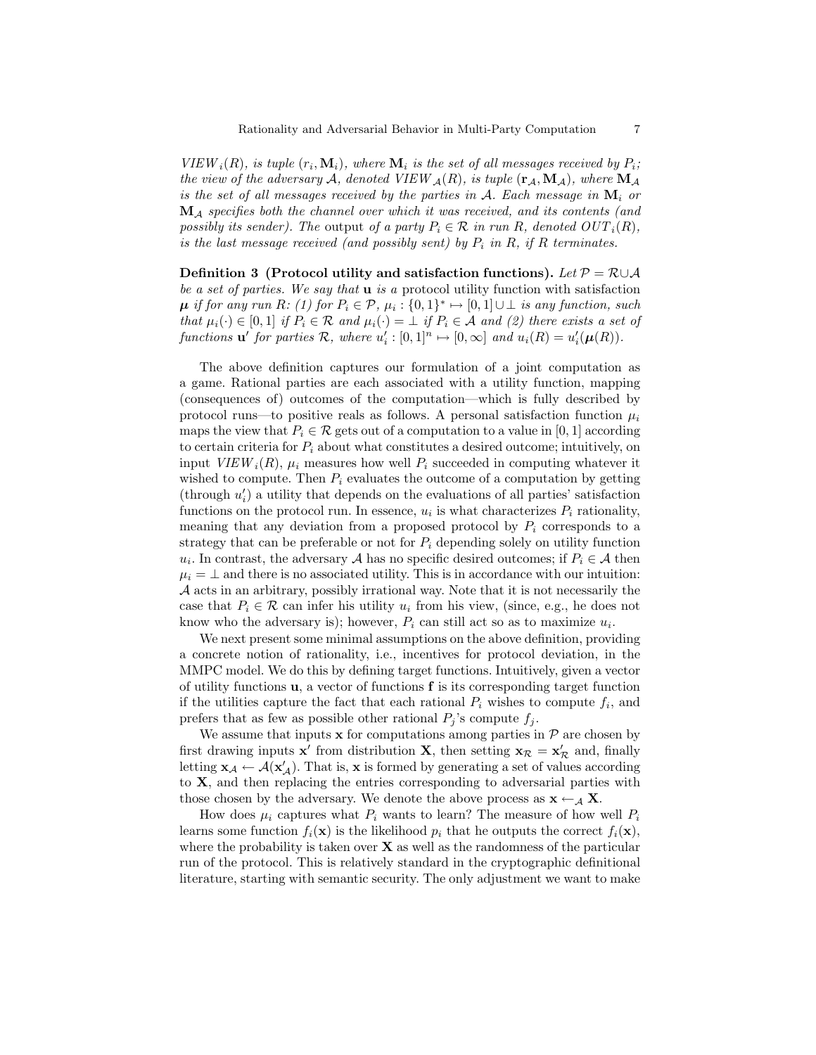*$VIEW_i(R)$, is tuple $(r_i, \mathbf{M}_i)$, where $\mathbf{M}_i$ is the set of all messages received by $P_i$; the view of the adversary $\mathcal{A}$, denoted $VIEW_{\mathcal{A}}(R)$, is tuple $(\mathbf{r}_{\mathcal{A}}, \mathbf{M}_{\mathcal{A}})$, where $\mathbf{M}_{\mathcal{A}}$ is the set of all messages received by the parties in $\mathcal{A}$. Each message in $\mathbf{M}_i$ or $\mathbf{M}_{\mathcal{A}}$ specifies both the channel over which it was received, and its contents (and possibly its sender). The* output *of a party $P_i \in \mathcal{R}$ in run $R$, denoted $OUT_i(R)$, is the last message received (and possibly sent) by $P_i$ in $R$, if $R$ terminates.*

**Definition 3 (Protocol utility and satisfaction functions).** *Let $\mathcal{P} = \mathcal{R} \cup \mathcal{A}$ be a set of parties. We say that $\mathbf{u}$ is a* protocol utility function with satisfaction $\boldsymbol{\mu}$ *if for any run $R$: (1) for $P_i \in \mathcal{P}$, $\mu_i : \{0,1\}^* \mapsto [0,1] \cup \bot$ is any function, such that $\mu_i(\cdot) \in [0,1]$ if $P_i \in \mathcal{R}$ and $\mu_i(\cdot) = \bot$ if $P_i \in \mathcal{A}$ and (2) there exists a set of functions $\mathbf{u}'$ for parties $\mathcal{R}$, where $u'_i : [0,1]^n \mapsto [0, \infty]$ and $u_i(R) = u'_i(\boldsymbol{\mu}(R))$.*

The above definition captures our formulation of a joint computation as a game. Rational parties are each associated with a utility function, mapping (consequences of) outcomes of the computation—which is fully described by protocol runs—to positive reals as follows. A personal satisfaction function $\mu_i$ maps the view that $P_i \in \mathcal{R}$ gets out of a computation to a value in $[0,1]$ according to certain criteria for $P_i$ about what constitutes a desired outcome; intuitively, on input $VIEW_i(R)$, $\mu_i$ measures how well $P_i$ succeeded in computing whatever it wished to compute. Then $P_i$ evaluates the outcome of a computation by getting (through $u'_i$) a utility that depends on the evaluations of all parties' satisfaction functions on the protocol run. In essence, $u_i$ is what characterizes $P_i$ rationality, meaning that any deviation from a proposed protocol by $P_i$ corresponds to a strategy that can be preferable or not for $P_i$ depending solely on utility function $u_i$. In contrast, the adversary $\mathcal{A}$ has no specific desired outcomes; if $P_i \in \mathcal{A}$ then $\mu_i = \bot$ and there is no associated utility. This is in accordance with our intuition: $\mathcal{A}$ acts in an arbitrary, possibly irrational way. Note that it is not necessarily the case that $P_i \in \mathcal{R}$ can infer his utility $u_i$ from his view, (since, e.g., he does not know who the adversary is); however, $P_i$ can still act so as to maximize $u_i$.

We next present some minimal assumptions on the above definition, providing a concrete notion of rationality, i.e., incentives for protocol deviation, in the MMPC model. We do this by defining target functions. Intuitively, given a vector of utility functions $\mathbf{u}$, a vector of functions $\mathbf{f}$ is its corresponding target function if the utilities capture the fact that each rational $P_i$ wishes to compute $f_i$, and prefers that as few as possible other rational $P_j$'s compute $f_j$.

We assume that inputs $\mathbf{x}$ for computations among parties in $\mathcal{P}$ are chosen by first drawing inputs $\mathbf{x}'$ from distribution $\mathbf{X}$, then setting $\mathbf{x}_{\mathcal{R}} = \mathbf{x}'_{\mathcal{R}}$ and, finally letting $\mathbf{x}_{\mathcal{A}} \leftarrow \mathcal{A}(\mathbf{x}'_{\mathcal{A}})$. That is, $\mathbf{x}$ is formed by generating a set of values according to $\mathbf{X}$, and then replacing the entries corresponding to adversarial parties with those chosen by the adversary. We denote the above process as $\mathbf{x} \leftarrow_{\mathcal{A}} \mathbf{X}$.

How does $\mu_i$ captures what $P_i$ wants to learn? The measure of how well $P_i$ learns some function $f_i(\mathbf{x})$ is the likelihood $p_i$ that he outputs the correct $f_i(\mathbf{x})$, where the probability is taken over $\mathbf{X}$ as well as the randomness of the particular run of the protocol. This is relatively standard in the cryptographic definitional literature, starting with semantic security. The only adjustment we want to make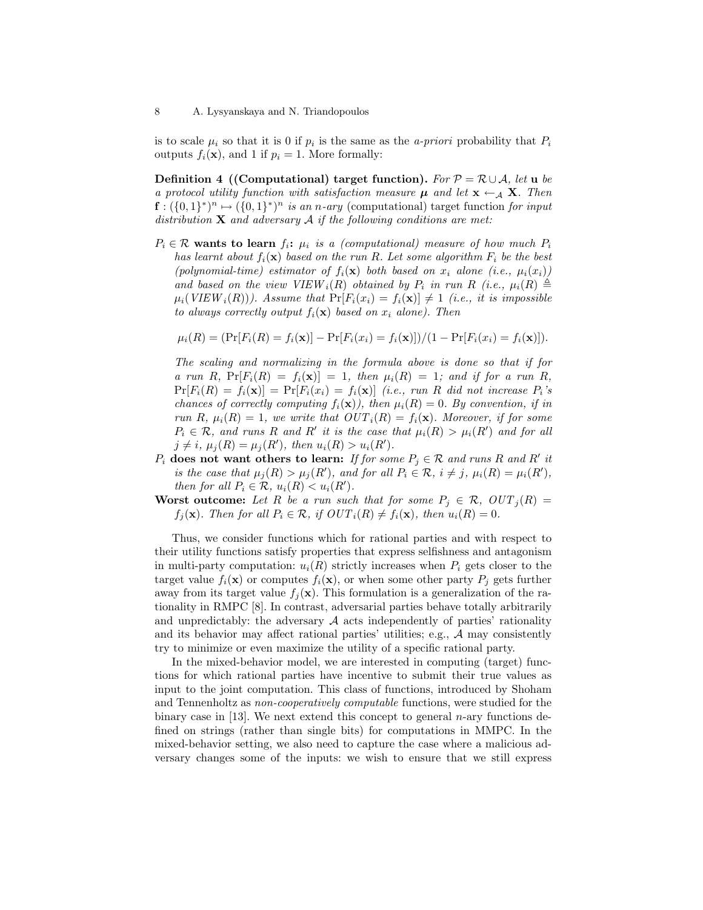is to scale $\mu_i$ so that it is 0 if $p_i$ is the same as the *a-priori* probability that $P_i$ outputs $f_i(\mathbf{x})$, and 1 if $p_i = 1$. More formally:

**Definition 4 ((Computational) target function).** *For $\mathcal{P} = \mathcal{R} \cup \mathcal{A}$, let $\mathbf{u}$ be a protocol utility function with satisfaction measure $\boldsymbol{\mu}$ and let $\mathbf{x} \leftarrow_{\mathcal{A}} \mathbf{X}$. Then $\mathbf{f} : (\{0,1\}^*)^n \mapsto (\{0,1\}^*)^n$ is an $n$-ary* (computational) target function *for input distribution $\mathbf{X}$ and adversary $\mathcal{A}$ if the following conditions are met:*

**$P_i \in \mathcal{R}$ wants to learn $f_i$:** *$\mu_i$ is a (computational) measure of how much $P_i$ has learnt about $f_i(\mathbf{x})$ based on the run $R$. Let some algorithm $F_i$ be the best (polynomial-time) estimator of $f_i(\mathbf{x})$ both based on $x_i$ alone (i.e., $\mu_i(x_i)$) and based on the view $VIEW_i(R)$ obtained by $P_i$ in run $R$ (i.e., $\mu_i(R) \triangleq \mu_i(VIEW_i(R))$). Assume that $\Pr[F_i(x_i) = f_i(\mathbf{x})] \neq 1$ (i.e., it is impossible to always correctly output $f_i(\mathbf{x})$ based on $x_i$ alone). Then*

$$\mu_i(R) = (\Pr[F_i(R) = f_i(\mathbf{x})] - \Pr[F_i(x_i) = f_i(\mathbf{x})])/(1 - \Pr[F_i(x_i) = f_i(\mathbf{x})]).$$

*The scaling and normalizing in the formula above is done so that if for a run $R$, $\Pr[F_i(R) = f_i(\mathbf{x})] = 1$, then $\mu_i(R) = 1$; and if for a run $R$, $\Pr[F_i(R) = f_i(\mathbf{x})] = \Pr[F_i(x_i) = f_i(\mathbf{x})]$ (i.e., run $R$ did not increase $P_i$'s chances of correctly computing $f_i(\mathbf{x})$), then $\mu_i(R) = 0$. By convention, if in run $R$, $\mu_i(R) = 1$, we write that $OUT_i(R) = f_i(\mathbf{x})$. Moreover, if for some $P_i \in \mathcal{R}$, and runs $R$ and $R'$ it is the case that $\mu_i(R) > \mu_i(R')$ and for all $j \neq i$, $\mu_j(R) = \mu_j(R')$, then $u_i(R) > u_i(R')$.*

**$P_i$ does not want others to learn:** *If for some $P_j \in \mathcal{R}$ and runs $R$ and $R'$ it is the case that $\mu_j(R) > \mu_j(R')$, and for all $P_i \in \mathcal{R}$, $i \neq j$, $\mu_i(R) = \mu_i(R')$, then for all $P_i \in \mathcal{R}$, $u_i(R) < u_i(R')$.*

**Worst outcome:** *Let $R$ be a run such that for some $P_j \in \mathcal{R}$, $OUT_j(R) = f_j(\mathbf{x})$. Then for all $P_i \in \mathcal{R}$, if $OUT_i(R) \neq f_i(\mathbf{x})$, then $u_i(R) = 0$.*

Thus, we consider functions which for rational parties and with respect to their utility functions satisfy properties that express selfishness and antagonism in multi-party computation: $u_i(R)$ strictly increases when $P_i$ gets closer to the target value $f_i(\mathbf{x})$ or computes $f_i(\mathbf{x})$, or when some other party $P_j$ gets further away from its target value $f_j(\mathbf{x})$. This formulation is a generalization of the rationality in RMPC [8]. In contrast, adversarial parties behave totally arbitrarily and unpredictably: the adversary $\mathcal{A}$ acts independently of parties' rationality and its behavior may affect rational parties' utilities; e.g., $\mathcal{A}$ may consistently try to minimize or even maximize the utility of a specific rational party.

In the mixed-behavior model, we are interested in computing (target) functions for which rational parties have incentive to submit their true values as input to the joint computation. This class of functions, introduced by Shoham and Tennenholtz as *non-cooperatively computable* functions, were studied for the binary case in [13]. We next extend this concept to general $n$-ary functions defined on strings (rather than single bits) for computations in MMPC. In the mixed-behavior setting, we also need to capture the case where a malicious adversary changes some of the inputs: we wish to ensure that we still express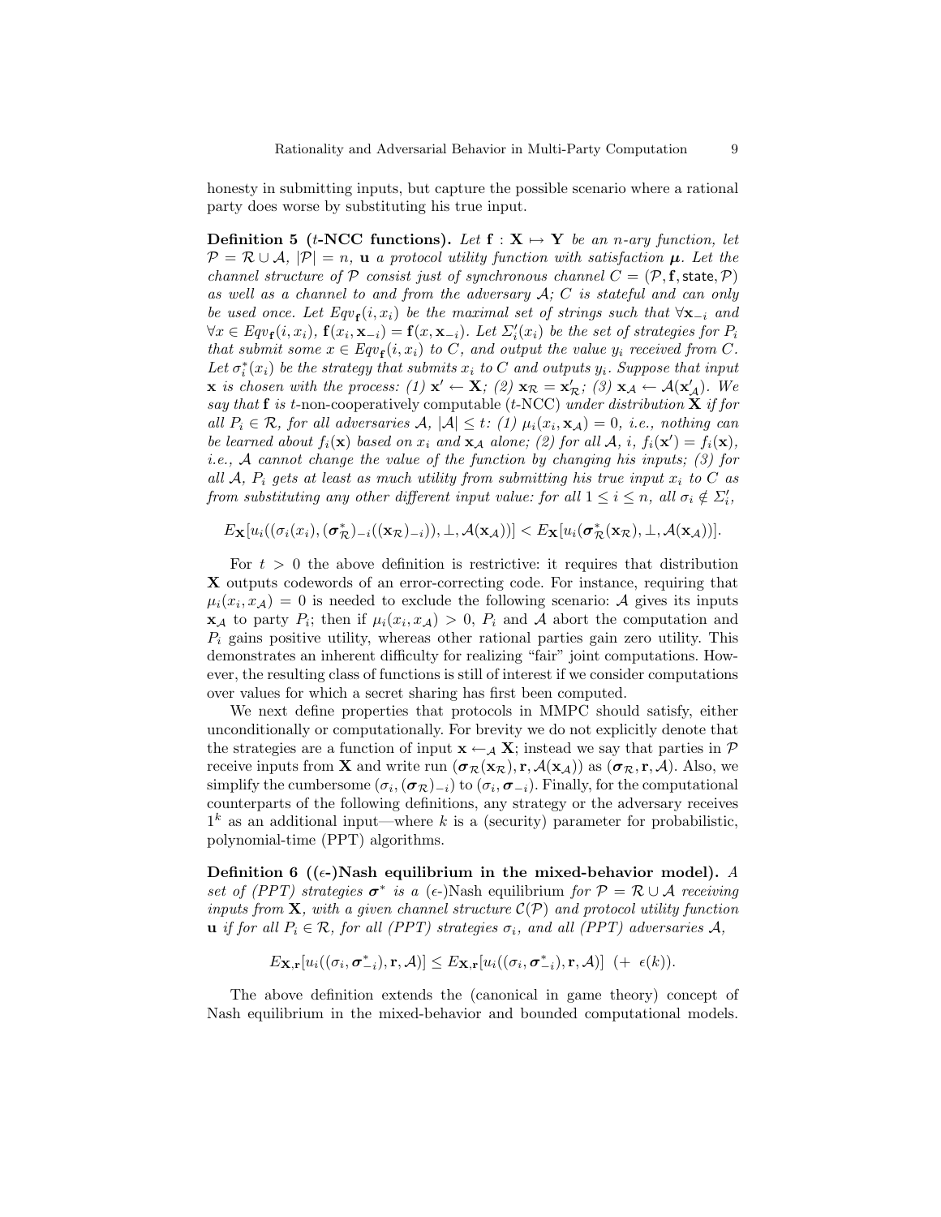honesty in submitting inputs, but capture the possible scenario where a rational party does worse by substituting his true input.

**Definition 5 ($t$-NCC functions).** *Let $\mathbf{f} : \mathbf{X} \mapsto \mathbf{Y}$ be an $n$-ary function, let $\mathcal{P} = \mathcal{R} \cup \mathcal{A}$, $|\mathcal{P}| = n$, $\mathbf{u}$ a protocol utility function with satisfaction $\boldsymbol{\mu}$. Let the channel structure of $\mathcal{P}$ consist just of synchronous channel $C = (\mathcal{P}, \mathbf{f}, \mathsf{state}, \mathcal{P})$ as well as a channel to and from the adversary $\mathcal{A}$; $C$ is stateful and can only be used once. Let $Eqv_{\mathbf{f}}(i, x_i)$ be the maximal set of strings such that $\forall \mathbf{x}_{-i}$ and $\forall x \in Eqv_{\mathbf{f}}(i, x_i)$, $\mathbf{f}(x_i, \mathbf{x}_{-i}) = \mathbf{f}(x, \mathbf{x}_{-i})$. Let $\Sigma'_i(x_i)$ be the set of strategies for $P_i$ that submit some $x \in Eqv_{\mathbf{f}}(i, x_i)$ to $C$, and output the value $y_i$ received from $C$. Let $\sigma^*_i(x_i)$ be the strategy that submits $x_i$ to $C$ and outputs $y_i$. Suppose that input $\mathbf{x}$ is chosen with the process: (1) $\mathbf{x}' \leftarrow \mathbf{X}$; (2) $\mathbf{x}_\mathcal{R} = \mathbf{x}'_\mathcal{R}$; (3) $\mathbf{x}_\mathcal{A} \leftarrow \mathcal{A}(\mathbf{x}'_\mathcal{A})$. We say that $\mathbf{f}$ is* $t$-non-cooperatively computable ($t$-NCC) *under distribution $\mathbf{X}$ if for all $P_i \in \mathcal{R}$, for all adversaries $\mathcal{A}$, $|\mathcal{A}| \le t$: (1) $\mu_i(x_i, \mathbf{x}_\mathcal{A}) = 0$, i.e., nothing can be learned about $f_i(\mathbf{x})$ based on $x_i$ and $\mathbf{x}_\mathcal{A}$ alone; (2) for all $\mathcal{A}$, $i$, $f_i(\mathbf{x}') = f_i(\mathbf{x})$, i.e., $\mathcal{A}$ cannot change the value of the function by changing his inputs; (3) for all $\mathcal{A}$, $P_i$ gets at least as much utility from submitting his true input $x_i$ to $C$ as from substituting any other different input value: for all $1 \le i \le n$, all $\sigma_i \notin \Sigma'_i$,*

$$E_\mathbf{X}[u_i((\sigma_i(x_i), (\boldsymbol{\sigma}^*_\mathcal{R})_{-i}((\mathbf{x}_\mathcal{R})_{-i})), \perp, \mathcal{A}(\mathbf{x}_\mathcal{A}))] < E_\mathbf{X}[u_i(\boldsymbol{\sigma}^*_\mathcal{R}(\mathbf{x}_\mathcal{R}), \perp, \mathcal{A}(\mathbf{x}_\mathcal{A}))].$$

For $t > 0$ the above definition is restrictive: it requires that distribution $\mathbf{X}$ outputs codewords of an error-correcting code. For instance, requiring that $\mu_i(x_i, x_\mathcal{A}) = 0$ is needed to exclude the following scenario: $\mathcal{A}$ gives its inputs $\mathbf{x}_\mathcal{A}$ to party $P_i$; then if $\mu_i(x_i, x_\mathcal{A}) > 0$, $P_i$ and $\mathcal{A}$ abort the computation and $P_i$ gains positive utility, whereas other rational parties gain zero utility. This demonstrates an inherent difficulty for realizing "fair" joint computations. However, the resulting class of functions is still of interest if we consider computations over values for which a secret sharing has first been computed.

We next define properties that protocols in MMPC should satisfy, either unconditionally or computationally. For brevity we do not explicitly denote that the strategies are a function of input $\mathbf{x} \leftarrow_\mathcal{A} \mathbf{X}$; instead we say that parties in $\mathcal{P}$ receive inputs from $\mathbf{X}$ and write run $(\boldsymbol{\sigma}_\mathcal{R}(\mathbf{x}_\mathcal{R}), \mathbf{r}, \mathcal{A}(\mathbf{x}_\mathcal{A}))$ as $(\boldsymbol{\sigma}_\mathcal{R}, \mathbf{r}, \mathcal{A})$. Also, we simplify the cumbersome $(\sigma_i, (\boldsymbol{\sigma}_\mathcal{R})_{-i})$ to $(\sigma_i, \boldsymbol{\sigma}_{-i})$. Finally, for the computational counterparts of the following definitions, any strategy or the adversary receives $1^k$ as an additional input—where $k$ is a (security) parameter for probabilistic, polynomial-time (PPT) algorithms.

**Definition 6 (($\epsilon$-)Nash equilibrium in the mixed-behavior model).** *A set of (PPT) strategies $\boldsymbol{\sigma}^*$ is a ($\epsilon$-)Nash equilibrium for $\mathcal{P} = \mathcal{R} \cup \mathcal{A}$ receiving inputs from $\mathbf{X}$, with a given channel structure $\mathcal{C}(\mathcal{P})$ and protocol utility function $\mathbf{u}$ if for all $P_i \in \mathcal{R}$, for all (PPT) strategies $\sigma_i$, and all (PPT) adversaries $\mathcal{A}$,*

$$E_{\mathbf{X},\mathbf{r}}[u_i((\sigma_i, \boldsymbol{\sigma}^*_{-i}), \mathbf{r}, \mathcal{A})] \le E_{\mathbf{X},\mathbf{r}}[u_i((\sigma_i, \boldsymbol{\sigma}^*_{-i}), \mathbf{r}, \mathcal{A})] \;\; (+ \;\epsilon(k)).$$

The above definition extends the (canonical in game theory) concept of Nash equilibrium in the mixed-behavior and bounded computational models.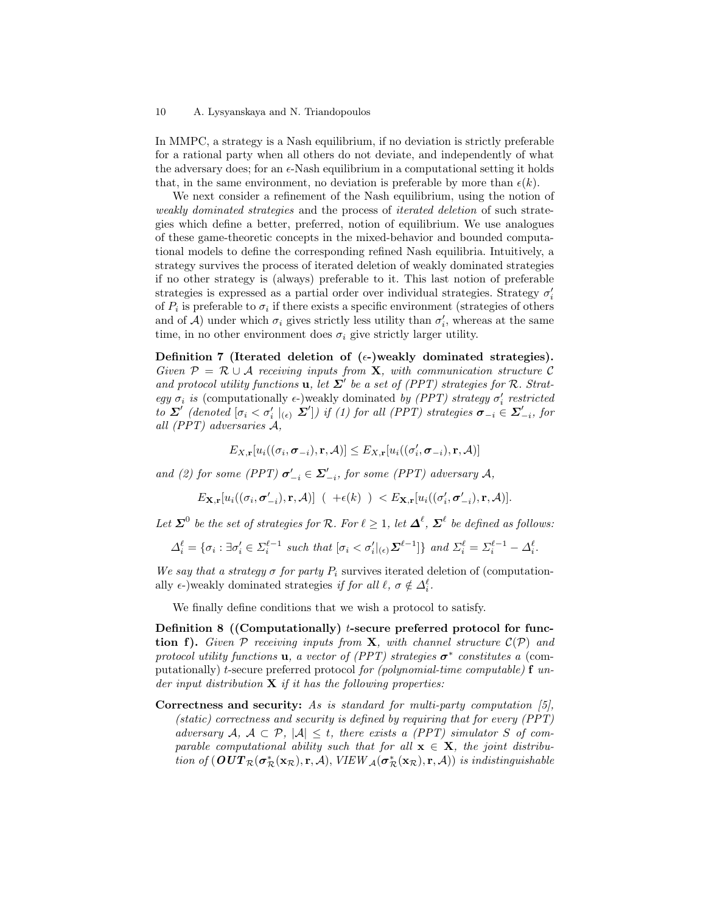In MMPC, a strategy is a Nash equilibrium, if no deviation is strictly preferable for a rational party when all others do not deviate, and independently of what the adversary does; for an $\epsilon$-Nash equilibrium in a computational setting it holds that, in the same environment, no deviation is preferable by more than $\epsilon(k)$.

We next consider a refinement of the Nash equilibrium, using the notion of *weakly dominated strategies* and the process of *iterated deletion* of such strategies which define a better, preferred, notion of equilibrium. We use analogues of these game-theoretic concepts in the mixed-behavior and bounded computational models to define the corresponding refined Nash equilibria. Intuitively, a strategy survives the process of iterated deletion of weakly dominated strategies if no other strategy is (always) preferable to it. This last notion of preferable strategies is expressed as a partial order over individual strategies. Strategy $\sigma_i'$ of $P_i$ is preferable to $\sigma_i$ if there exists a specific environment (strategies of others and of $\mathcal{A}$) under which $\sigma_i$ gives strictly less utility than $\sigma_i'$, whereas at the same time, in no other environment does $\sigma_i$ give strictly larger utility.

**Definition 7 (Iterated deletion of ($\epsilon$-)weakly dominated strategies).** *Given $\mathcal{P} = \mathcal{R} \cup \mathcal{A}$ receiving inputs from $\mathbf{X}$, with communication structure $\mathcal{C}$ and protocol utility functions $\mathbf{u}$, let $\boldsymbol{\Sigma}'$ be a set of (PPT) strategies for $\mathcal{R}$. Strategy $\sigma_i$ is* (computationally $\epsilon$-)weakly dominated *by (PPT) strategy $\sigma_i'$ restricted to $\boldsymbol{\Sigma}'$ (denoted $[\sigma_i < \sigma_i' \mid_{(\epsilon)} \boldsymbol{\Sigma}']$) if (1) for all (PPT) strategies $\boldsymbol{\sigma}_{-i} \in \boldsymbol{\Sigma}'_{-i}$, for all (PPT) adversaries $\mathcal{A}$,*

$$E_{X,\mathbf{r}}[u_i((\sigma_i, \boldsymbol{\sigma}_{-i}), \mathbf{r}, \mathcal{A})] \leq E_{X,\mathbf{r}}[u_i((\sigma_i', \boldsymbol{\sigma}_{-i}), \mathbf{r}, \mathcal{A})]$$

*and (2) for some (PPT) $\boldsymbol{\sigma}'_{-i} \in \boldsymbol{\Sigma}'_{-i}$, for some (PPT) adversary $\mathcal{A}$,*

$$E_{\mathbf{X},\mathbf{r}}[u_i((\sigma_i, \boldsymbol{\sigma}'_{-i}), \mathbf{r}, \mathcal{A})] \;\; ( \;\; +\epsilon(k) \;\; ) \; < E_{\mathbf{X},\mathbf{r}}[u_i((\sigma_i', \boldsymbol{\sigma}'_{-i}), \mathbf{r}, \mathcal{A})].$$

*Let $\boldsymbol{\Sigma}^0$ be the set of strategies for $\mathcal{R}$. For $\ell \geq 1$, let $\boldsymbol{\Delta}^\ell$, $\boldsymbol{\Sigma}^\ell$ be defined as follows:*

$$\Delta_i^\ell = \{\sigma_i : \exists \sigma_i' \in \Sigma_i^{\ell-1} \text{ such that } [\sigma_i < \sigma_i'|_{(\epsilon)} \boldsymbol{\Sigma}^{\ell-1}]\} \text{ and } \Sigma_i^\ell = \Sigma_i^{\ell-1} - \Delta_i^\ell.$$

*We say that a strategy $\sigma$ for party $P_i$ survives iterated deletion of (computationally $\epsilon$-)weakly dominated strategies if for all $\ell$, $\sigma \notin \Delta_i^\ell$.*

We finally define conditions that we wish a protocol to satisfy.

**Definition 8 ((Computationally) $t$-secure preferred protocol for function f).** *Given $\mathcal{P}$ receiving inputs from $\mathbf{X}$, with channel structure $\mathcal{C}(\mathcal{P})$ and protocol utility functions $\mathbf{u}$, a vector of (PPT) strategies $\boldsymbol{\sigma}^*$ constitutes a* (computationally) $t$-secure preferred protocol *for (polynomial-time computable) $\mathbf{f}$ under input distribution $\mathbf{X}$ if it has the following properties:*

**Correctness and security:** *As is standard for multi-party computation [5], (static) correctness and security is defined by requiring that for every (PPT) adversary $\mathcal{A}$, $\mathcal{A} \subset \mathcal{P}$, $|\mathcal{A}| \leq t$, there exists a (PPT) simulator $S$ of comparable computational ability such that for all $\mathbf{x} \in \mathbf{X}$, the joint distribution of $(\boldsymbol{OUT}_{\mathcal{R}}(\boldsymbol{\sigma}^*_{\mathcal{R}}(\mathbf{x}_{\mathcal{R}}), \mathbf{r}, \mathcal{A}), \mathit{VIEW}_{\mathcal{A}}(\boldsymbol{\sigma}^*_{\mathcal{R}}(\mathbf{x}_{\mathcal{R}}), \mathbf{r}, \mathcal{A}))$ is indistinguishable*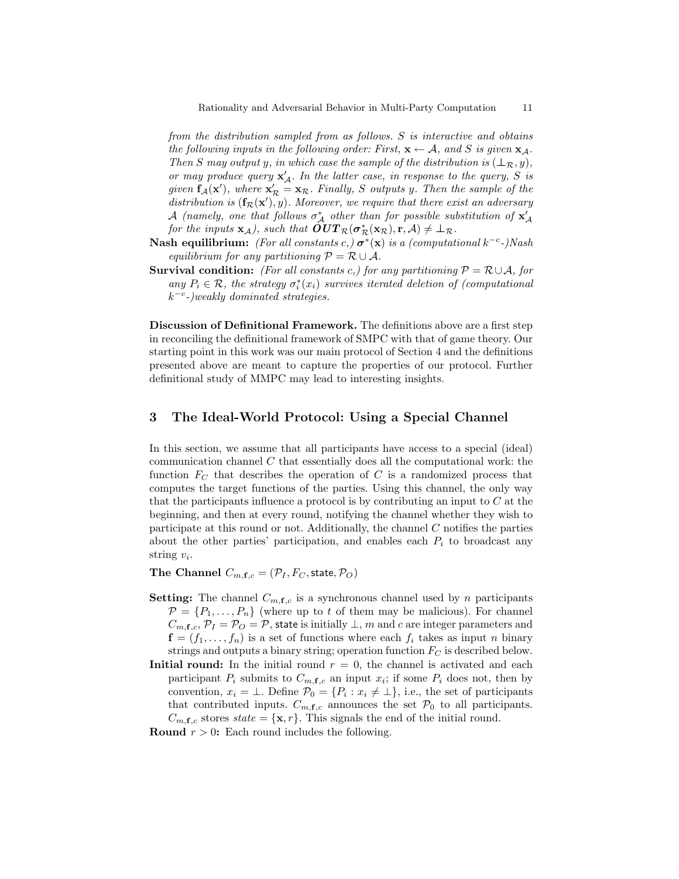*from the distribution sampled from as follows. $S$ is interactive and obtains the following inputs in the following order: First, $\mathbf{x} \leftarrow \mathcal{A}$, and $S$ is given $\mathbf{x}_{\mathcal{A}}$. Then $S$ may output $y$, in which case the sample of the distribution is $(\perp_{\mathcal{R}}, y)$, or may produce query $\mathbf{x}'_{\mathcal{A}}$. In the latter case, in response to the query, $S$ is given $\mathbf{f}_{\mathcal{A}}(\mathbf{x}')$, where $\mathbf{x}'_{\mathcal{R}} = \mathbf{x}_{\mathcal{R}}$. Finally, $S$ outputs $y$. Then the sample of the distribution is $(\mathbf{f}_{\mathcal{R}}(\mathbf{x}'), y)$. Moreover, we require that there exist an adversary $\mathcal{A}$ (namely, one that follows $\sigma^*_{\mathcal{A}}$ other than for possible substitution of $\mathbf{x}'_{\mathcal{A}}$ for the inputs $\mathbf{x}_{\mathcal{A}}$), such that $\boldsymbol{OUT}_{\mathcal{R}}(\boldsymbol{\sigma}^*_{\mathcal{R}}(\mathbf{x}_{\mathcal{R}}), \mathbf{r}, \mathcal{A}) \neq \perp_{\mathcal{R}}$.*

**Nash equilibrium:** *(For all constants $c$,) $\boldsymbol{\sigma}^*(\mathbf{x})$ is a (computational $k^{-c}$-)Nash equilibrium for any partitioning $\mathcal{P} = \mathcal{R} \cup \mathcal{A}$.*

**Survival condition:** *(For all constants $c$,) for any partitioning $\mathcal{P} = \mathcal{R} \cup \mathcal{A}$, for any $P_i \in \mathcal{R}$, the strategy $\sigma^*_i(x_i)$ survives iterated deletion of (computational $k^{-c}$-)weakly dominated strategies.*

**Discussion of Definitional Framework.** The definitions above are a first step in reconciling the definitional framework of SMPC with that of game theory. Our starting point in this work was our main protocol of Section 4 and the definitions presented above are meant to capture the properties of our protocol. Further definitional study of MMPC may lead to interesting insights.

## 3 The Ideal-World Protocol: Using a Special Channel

In this section, we assume that all participants have access to a special (ideal) communication channel $C$ that essentially does all the computational work: the function $F_C$ that describes the operation of $C$ is a randomized process that computes the target functions of the parties. Using this channel, the only way that the participants influence a protocol is by contributing an input to $C$ at the beginning, and then at every round, notifying the channel whether they wish to participate at this round or not. Additionally, the channel $C$ notifies the parties about the other parties' participation, and enables each $P_i$ to broadcast any string $v_i$.

**The Channel $C_{m,\mathbf{f},c} = (\mathcal{P}_I, F_C, \mathsf{state}, \mathcal{P}_O)$**

**Setting:** The channel $C_{m,\mathbf{f},c}$ is a synchronous channel used by $n$ participants $\mathcal{P} = \{P_1, \ldots, P_n\}$ (where up to $t$ of them may be malicious). For channel $C_{m,\mathbf{f},c}$, $\mathcal{P}_I = \mathcal{P}_O = \mathcal{P}$, $\mathsf{state}$ is initially $\perp$, $m$ and $c$ are integer parameters and $\mathbf{f} = (f_1, \ldots, f_n)$ is a set of functions where each $f_i$ takes as input $n$ binary strings and outputs a binary string; operation function $F_C$ is described below.

**Initial round:** In the initial round $r = 0$, the channel is activated and each participant $P_i$ submits to $C_{m,\mathbf{f},c}$ an input $x_i$; if some $P_i$ does not, then by convention, $x_i = \perp$. Define $\mathcal{P}_0 = \{P_i : x_i \neq \perp\}$, i.e., the set of participants that contributed inputs. $C_{m,\mathbf{f},c}$ announces the set $\mathcal{P}_0$ to all participants. $C_{m,\mathbf{f},c}$ stores $state = \{\mathbf{x}, r\}$. This signals the end of the initial round.

**Round $r > 0$:** Each round includes the following.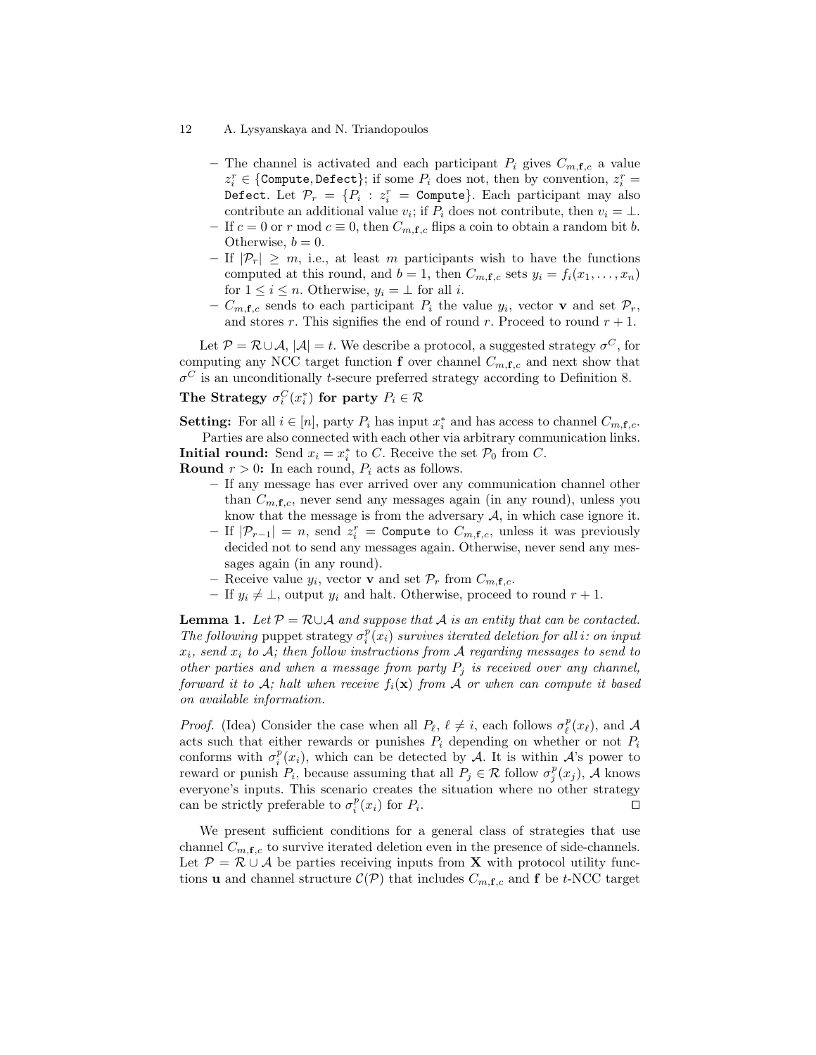- The channel is activated and each participant $P_i$ gives $C_{m,\mathbf{f},c}$ a value $z_i^r \in \{\texttt{Compute}, \texttt{Defect}\}$; if some $P_i$ does not, then by convention, $z_i^r = \texttt{Defect}$. Let $\mathcal{P}_r = \{P_i : z_i^r = \texttt{Compute}\}$. Each participant may also contribute an additional value $v_i$; if $P_i$ does not contribute, then $v_i = \bot$.
- If $c = 0$ or $r \bmod c \equiv 0$, then $C_{m,\mathbf{f},c}$ flips a coin to obtain a random bit $b$. Otherwise, $b = 0$.
- If $|\mathcal{P}_r| \geq m$, i.e., at least $m$ participants wish to have the functions computed at this round, and $b = 1$, then $C_{m,\mathbf{f},c}$ sets $y_i = f_i(x_1, \ldots, x_n)$ for $1 \leq i \leq n$. Otherwise, $y_i = \bot$ for all $i$.
- $C_{m,\mathbf{f},c}$ sends to each participant $P_i$ the value $y_i$, vector $\mathbf{v}$ and set $\mathcal{P}_r$, and stores $r$. This signifies the end of round $r$. Proceed to round $r+1$.

Let $\mathcal{P} = \mathcal{R} \cup \mathcal{A}$, $|\mathcal{A}| = t$. We describe a protocol, a suggested strategy $\sigma^C$, for computing any NCC target function $\mathbf{f}$ over channel $C_{m,\mathbf{f},c}$ and next show that $\sigma^C$ is an unconditionally $t$-secure preferred strategy according to Definition 8.

**The Strategy $\sigma_i^C(x_i^*)$ for party $P_i \in \mathcal{R}$**

**Setting:** For all $i \in [n]$, party $P_i$ has input $x_i^*$ and has access to channel $C_{m,\mathbf{f},c}$. Parties are also connected with each other via arbitrary communication links.

**Initial round:** Send $x_i = x_i^*$ to $C$. Receive the set $\mathcal{P}_0$ from $C$.

**Round $r > 0$:** In each round, $P_i$ acts as follows.

- If any message has ever arrived over any communication channel other than $C_{m,\mathbf{f},c}$, never send any messages again (in any round), unless you know that the message is from the adversary $\mathcal{A}$, in which case ignore it.
- If $|\mathcal{P}_{r-1}| = n$, send $z_i^r = \texttt{Compute}$ to $C_{m,\mathbf{f},c}$, unless it was previously decided not to send any messages again. Otherwise, never send any messages again (in any round).
- Receive value $y_i$, vector $\mathbf{v}$ and set $\mathcal{P}_r$ from $C_{m,\mathbf{f},c}$.
- If $y_i \neq \bot$, output $y_i$ and halt. Otherwise, proceed to round $r+1$.

**Lemma 1.** *Let $\mathcal{P} = \mathcal{R} \cup \mathcal{A}$ and suppose that $\mathcal{A}$ is an entity that can be contacted. The following* puppet strategy *$\sigma_i^p(x_i)$ survives iterated deletion for all $i$: on input $x_i$, send $x_i$ to $\mathcal{A}$; then follow instructions from $\mathcal{A}$ regarding messages to send to other parties and when a message from party $P_j$ is received over any channel, forward it to $\mathcal{A}$; halt when receive $f_i(\mathbf{x})$ from $\mathcal{A}$ or when can compute it based on available information.*

*Proof.* (Idea) Consider the case when all $P_\ell$, $\ell \neq i$, each follows $\sigma_\ell^p(x_\ell)$, and $\mathcal{A}$ acts such that either rewards or punishes $P_i$ depending on whether or not $P_i$ conforms with $\sigma_i^p(x_i)$, which can be detected by $\mathcal{A}$. It is within $\mathcal{A}$'s power to reward or punish $P_i$, because assuming that all $P_j \in \mathcal{R}$ follow $\sigma_j^p(x_j)$, $\mathcal{A}$ knows everyone's inputs. This scenario creates the situation where no other strategy can be strictly preferable to $\sigma_i^p(x_i)$ for $P_i$. $\square$

We present sufficient conditions for a general class of strategies that use channel $C_{m,\mathbf{f},c}$ to survive iterated deletion even in the presence of side-channels. Let $\mathcal{P} = \mathcal{R} \cup \mathcal{A}$ be parties receiving inputs from $\mathbf{X}$ with protocol utility functions $\mathbf{u}$ and channel structure $\mathcal{C}(\mathcal{P})$ that includes $C_{m,\mathbf{f},c}$ and $\mathbf{f}$ be $t$-NCC target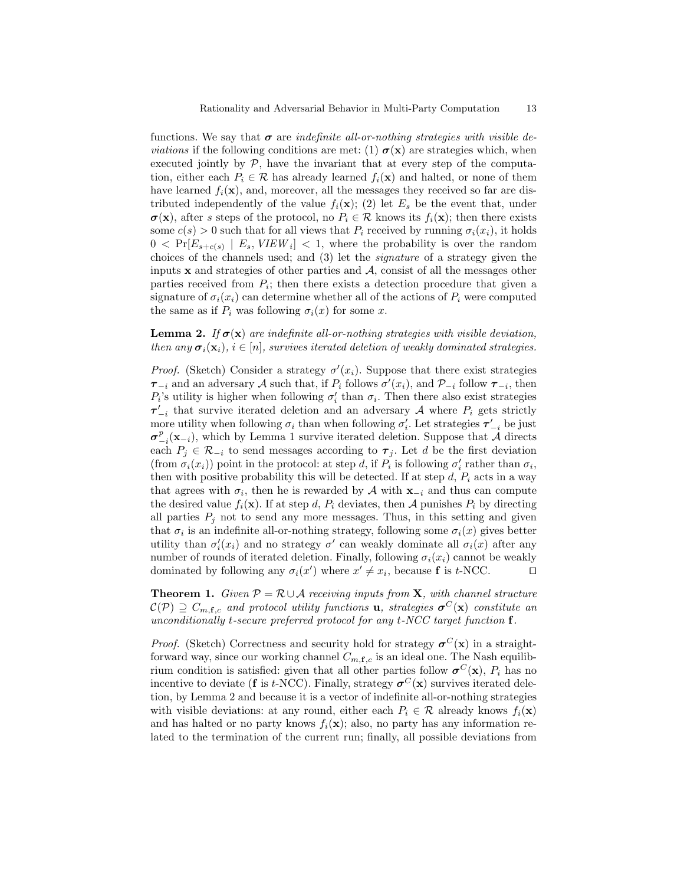functions. We say that $\boldsymbol{\sigma}$ are *indefinite all-or-nothing strategies with visible deviations* if the following conditions are met: (1) $\boldsymbol{\sigma}(\mathbf{x})$ are strategies which, when executed jointly by $\mathcal{P}$, have the invariant that at every step of the computation, either each $P_i \in \mathcal{R}$ has already learned $f_i(\mathbf{x})$ and halted, or none of them have learned $f_i(\mathbf{x})$, and, moreover, all the messages they received so far are distributed independently of the value $f_i(\mathbf{x})$; (2) let $E_s$ be the event that, under $\boldsymbol{\sigma}(\mathbf{x})$, after $s$ steps of the protocol, no $P_i \in \mathcal{R}$ knows its $f_i(\mathbf{x})$; then there exists some $c(s) > 0$ such that for all views that $P_i$ received by running $\sigma_i(x_i)$, it holds $0 < \Pr[E_{s+c(s)} \mid E_s, VIEW_i] < 1$, where the probability is over the random choices of the channels used; and (3) let the *signature* of a strategy given the inputs $\mathbf{x}$ and strategies of other parties and $\mathcal{A}$, consist of all the messages other parties received from $P_i$; then there exists a detection procedure that given a signature of $\sigma_i(x_i)$ can determine whether all of the actions of $P_i$ were computed the same as if $P_i$ was following $\sigma_i(x)$ for some $x$.

**Lemma 2.** *If $\boldsymbol{\sigma}(\mathbf{x})$ are indefinite all-or-nothing strategies with visible deviation, then any $\boldsymbol{\sigma}_i(\mathbf{x}_i)$, $i \in [n]$, survives iterated deletion of weakly dominated strategies.*

*Proof.* (Sketch) Consider a strategy $\sigma'(x_i)$. Suppose that there exist strategies $\boldsymbol{\tau}_{-i}$ and an adversary $\mathcal{A}$ such that, if $P_i$ follows $\sigma'(x_i)$, and $\mathcal{P}_{-i}$ follow $\boldsymbol{\tau}_{-i}$, then $P_i$'s utility is higher when following $\sigma'_i$ than $\sigma_i$. Then there also exist strategies $\boldsymbol{\tau}'_{-i}$ that survive iterated deletion and an adversary $\mathcal{A}$ where $P_i$ gets strictly more utility when following $\sigma_i$ than when following $\sigma'_i$. Let strategies $\boldsymbol{\tau}'_{-i}$ be just $\boldsymbol{\sigma}^p_{-i}(\mathbf{x}_{-i})$, which by Lemma 1 survive iterated deletion. Suppose that $\mathcal{A}$ directs each $P_j \in \mathcal{R}_{-i}$ to send messages according to $\boldsymbol{\tau}_j$. Let $d$ be the first deviation (from $\sigma_i(x_i)$) point in the protocol: at step $d$, if $P_i$ is following $\sigma'_i$ rather than $\sigma_i$, then with positive probability this will be detected. If at step $d$, $P_i$ acts in a way that agrees with $\sigma_i$, then he is rewarded by $\mathcal{A}$ with $\mathbf{x}_{-i}$ and thus can compute the desired value $f_i(\mathbf{x})$. If at step $d$, $P_i$ deviates, then $\mathcal{A}$ punishes $P_i$ by directing all parties $P_j$ not to send any more messages. Thus, in this setting and given that $\sigma_i$ is an indefinite all-or-nothing strategy, following some $\sigma_i(x)$ gives better utility than $\sigma'_i(x_i)$ and no strategy $\sigma'$ can weakly dominate all $\sigma_i(x)$ after any number of rounds of iterated deletion. Finally, following $\sigma_i(x_i)$ cannot be weakly dominated by following any $\sigma_i(x')$ where $x' \neq x_i$, because $\mathbf{f}$ is $t$-NCC. ⊓⊔

**Theorem 1.** *Given $\mathcal{P} = \mathcal{R} \cup \mathcal{A}$ receiving inputs from $\mathbf{X}$, with channel structure $\mathcal{C}(\mathcal{P}) \supseteq C_{m,\mathbf{f},c}$ and protocol utility functions $\mathbf{u}$, strategies $\boldsymbol{\sigma}^C(\mathbf{x})$ constitute an unconditionally $t$-secure preferred protocol for any $t$-NCC target function $\mathbf{f}$.*

*Proof.* (Sketch) Correctness and security hold for strategy $\boldsymbol{\sigma}^C(\mathbf{x})$ in a straightforward way, since our working channel $C_{m,\mathbf{f},c}$ is an ideal one. The Nash equilibrium condition is satisfied: given that all other parties follow $\boldsymbol{\sigma}^C(\mathbf{x})$, $P_i$ has no incentive to deviate ($\mathbf{f}$ is $t$-NCC). Finally, strategy $\boldsymbol{\sigma}^C(\mathbf{x})$ survives iterated deletion, by Lemma 2 and because it is a vector of indefinite all-or-nothing strategies with visible deviations: at any round, either each $P_i \in \mathcal{R}$ already knows $f_i(\mathbf{x})$ and has halted or no party knows $f_i(\mathbf{x})$; also, no party has any information related to the termination of the current run; finally, all possible deviations from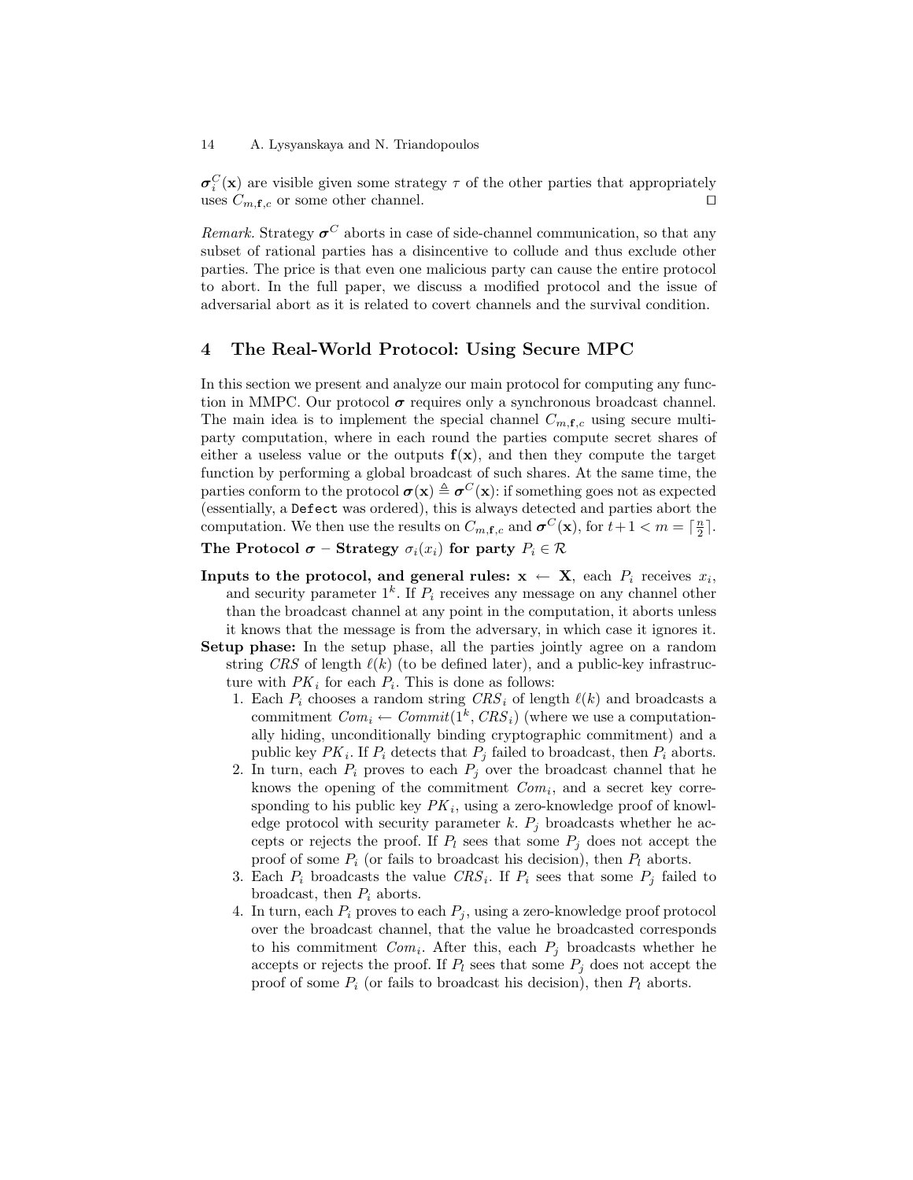$\boldsymbol{\sigma}_i^C(\mathbf{x})$ are visible given some strategy $\tau$ of the other parties that appropriately uses $C_{m,\mathbf{f},c}$ or some other channel. $\square$

*Remark.* Strategy $\boldsymbol{\sigma}^C$ aborts in case of side-channel communication, so that any subset of rational parties has a disincentive to collude and thus exclude other parties. The price is that even one malicious party can cause the entire protocol to abort. In the full paper, we discuss a modified protocol and the issue of adversarial abort as it is related to covert channels and the survival condition.

## 4 The Real-World Protocol: Using Secure MPC

In this section we present and analyze our main protocol for computing any function in MMPC. Our protocol $\boldsymbol{\sigma}$ requires only a synchronous broadcast channel. The main idea is to implement the special channel $C_{m,\mathbf{f},c}$ using secure multi-party computation, where in each round the parties compute secret shares of either a useless value or the outputs $\mathbf{f}(\mathbf{x})$, and then they compute the target function by performing a global broadcast of such shares. At the same time, the parties conform to the protocol $\boldsymbol{\sigma}(\mathbf{x}) \triangleq \boldsymbol{\sigma}^C(\mathbf{x})$: if something goes not as expected (essentially, a `Defect` was ordered), this is always detected and parties abort the computation. We then use the results on $C_{m,\mathbf{f},c}$ and $\boldsymbol{\sigma}^C(\mathbf{x})$, for $t+1 < m = \lceil \frac{n}{2} \rceil$.

**The Protocol $\boldsymbol{\sigma}$ – Strategy $\sigma_i(x_i)$ for party $P_i \in \mathcal{R}$**

**Inputs to the protocol, and general rules:** $\mathbf{x} \leftarrow \mathbf{X}$, each $P_i$ receives $x_i$, and security parameter $1^k$. If $P_i$ receives any message on any channel other than the broadcast channel at any point in the computation, it aborts unless it knows that the message is from the adversary, in which case it ignores it.

**Setup phase:** In the setup phase, all the parties jointly agree on a random string $CRS$ of length $\ell(k)$ (to be defined later), and a public-key infrastructure with $PK_i$ for each $P_i$. This is done as follows:

1. Each $P_i$ chooses a random string $CRS_i$ of length $\ell(k)$ and broadcasts a commitment $Com_i \leftarrow Commit(1^k, CRS_i)$ (where we use a computationally hiding, unconditionally binding cryptographic commitment) and a public key $PK_i$. If $P_i$ detects that $P_j$ failed to broadcast, then $P_i$ aborts.
2. In turn, each $P_i$ proves to each $P_j$ over the broadcast channel that he knows the opening of the commitment $Com_i$, and a secret key corresponding to his public key $PK_i$, using a zero-knowledge proof of knowledge protocol with security parameter $k$. $P_j$ broadcasts whether he accepts or rejects the proof. If $P_l$ sees that some $P_j$ does not accept the proof of some $P_i$ (or fails to broadcast his decision), then $P_l$ aborts.
3. Each $P_i$ broadcasts the value $CRS_i$. If $P_i$ sees that some $P_j$ failed to broadcast, then $P_i$ aborts.
4. In turn, each $P_i$ proves to each $P_j$, using a zero-knowledge proof protocol over the broadcast channel, that the value he broadcasted corresponds to his commitment $Com_i$. After this, each $P_j$ broadcasts whether he accepts or rejects the proof. If $P_l$ sees that some $P_j$ does not accept the proof of some $P_i$ (or fails to broadcast his decision), then $P_l$ aborts.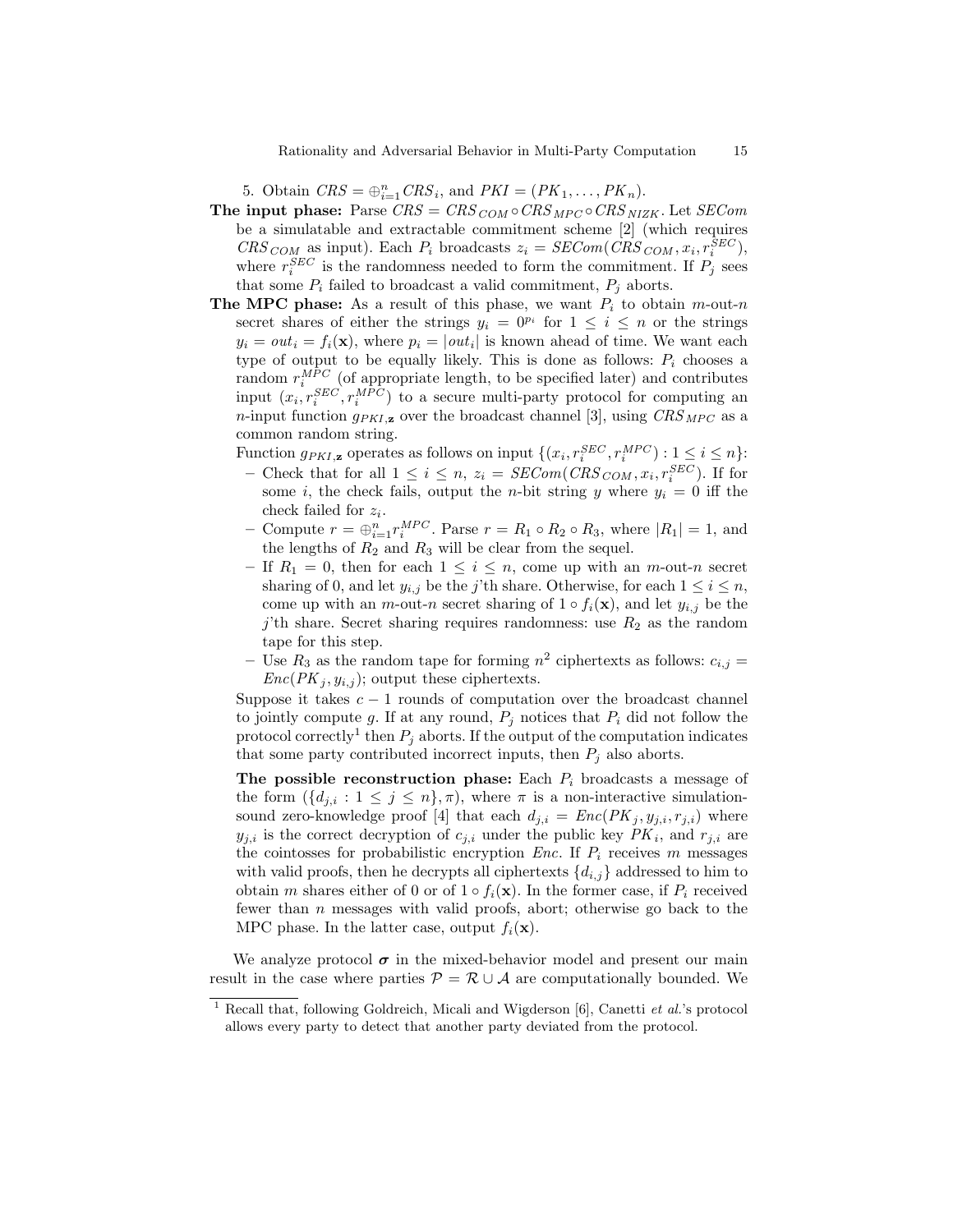5. Obtain $CRS = \oplus_{i=1}^{n} CRS_i$, and $PKI = (PK_1, \ldots, PK_n)$.

**The input phase:** Parse $CRS = CRS_{COM} \circ CRS_{MPC} \circ CRS_{NIZK}$. Let $SECom$ be a simulatable and extractable commitment scheme [2] (which requires $CRS_{COM}$ as input). Each $P_i$ broadcasts $z_i = SECom(CRS_{COM}, x_i, r_i^{SEC})$, where $r_i^{SEC}$ is the randomness needed to form the commitment. If $P_j$ sees that some $P_i$ failed to broadcast a valid commitment, $P_j$ aborts.

**The MPC phase:** As a result of this phase, we want $P_i$ to obtain $m$-out-$n$ secret shares of either the strings $y_i = 0^{p_i}$ for $1 \leq i \leq n$ or the strings $y_i = out_i = f_i(\mathbf{x})$, where $p_i = |out_i|$ is known ahead of time. We want each type of output to be equally likely. This is done as follows: $P_i$ chooses a random $r_i^{MPC}$ (of appropriate length, to be specified later) and contributes input $(x_i, r_i^{SEC}, r_i^{MPC})$ to a secure multi-party protocol for computing an $n$-input function $g_{PKI,\mathbf{z}}$ over the broadcast channel [3], using $CRS_{MPC}$ as a common random string.

Function $g_{PKI,\mathbf{z}}$ operates as follows on input $\{(x_i, r_i^{SEC}, r_i^{MPC}) : 1 \leq i \leq n\}$:

- Check that for all $1 \leq i \leq n$, $z_i = SECom(CRS_{COM}, x_i, r_i^{SEC})$. If for some $i$, the check fails, output the $n$-bit string $y$ where $y_i = 0$ iff the check failed for $z_i$.
- Compute $r = \oplus_{i=1}^{n} r_i^{MPC}$. Parse $r = R_1 \circ R_2 \circ R_3$, where $|R_1| = 1$, and the lengths of $R_2$ and $R_3$ will be clear from the sequel.
- If $R_1 = 0$, then for each $1 \leq i \leq n$, come up with an $m$-out-$n$ secret sharing of 0, and let $y_{i,j}$ be the $j$'th share. Otherwise, for each $1 \leq i \leq n$, come up with an $m$-out-$n$ secret sharing of $1 \circ f_i(\mathbf{x})$, and let $y_{i,j}$ be the $j$'th share. Secret sharing requires randomness: use $R_2$ as the random tape for this step.
- Use $R_3$ as the random tape for forming $n^2$ ciphertexts as follows: $c_{i,j} = Enc(PK_j, y_{i,j})$; output these ciphertexts.

Suppose it takes $c - 1$ rounds of computation over the broadcast channel to jointly compute $g$. If at any round, $P_j$ notices that $P_i$ did not follow the protocol correctly[1] then $P_j$ aborts. If the output of the computation indicates that some party contributed incorrect inputs, then $P_j$ also aborts.

**The possible reconstruction phase:** Each $P_i$ broadcasts a message of the form $(\{d_{j,i} : 1 \leq j \leq n\}, \pi)$, where $\pi$ is a non-interactive simulation-sound zero-knowledge proof [4] that each $d_{j,i} = Enc(PK_j, y_{j,i}, r_{j,i})$ where $y_{j,i}$ is the correct decryption of $c_{j,i}$ under the public key $PK_i$, and $r_{j,i}$ are the cointosses for probabilistic encryption $Enc$. If $P_i$ receives $m$ messages with valid proofs, then he decrypts all ciphertexts $\{d_{i,j}\}$ addressed to him to obtain $m$ shares either of 0 or of $1 \circ f_i(\mathbf{x})$. In the former case, if $P_i$ received fewer than $n$ messages with valid proofs, abort; otherwise go back to the MPC phase. In the latter case, output $f_i(\mathbf{x})$.

We analyze protocol $\boldsymbol{\sigma}$ in the mixed-behavior model and present our main result in the case where parties $\mathcal{P} = \mathcal{R} \cup \mathcal{A}$ are computationally bounded. We

[1] Recall that, following Goldreich, Micali and Wigderson [6], Canetti *et al.*'s protocol allows every party to detect that another party deviated from the protocol.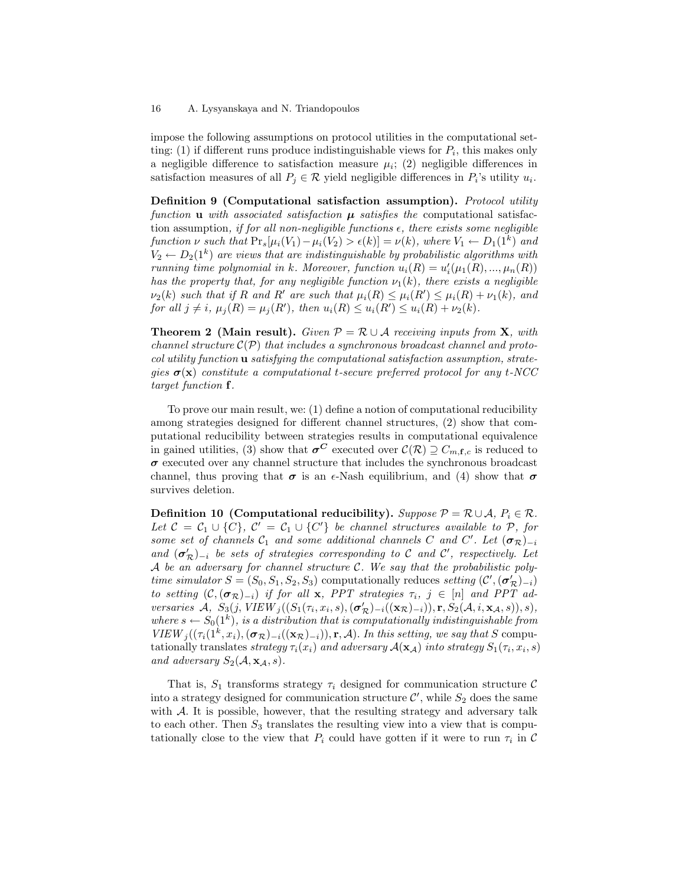impose the following assumptions on protocol utilities in the computational setting: (1) if different runs produce indistinguishable views for $P_i$, this makes only a negligible difference to satisfaction measure $\mu_i$; (2) negligible differences in satisfaction measures of all $P_j \in \mathcal{R}$ yield negligible differences in $P_i$'s utility $u_i$.

**Definition 9 (Computational satisfaction assumption).** *Protocol utility function* $\mathbf{u}$ *with associated satisfaction* $\boldsymbol{\mu}$ *satisfies the* computational satisfaction assumption, *if for all non-negligible functions* $\epsilon$*, there exists some negligible function* $\nu$ *such that* $\Pr_s[\mu_i(V_1) - \mu_i(V_2) > \epsilon(k)] = \nu(k)$*, where* $V_1 \leftarrow D_1(1^k)$ *and* $V_2 \leftarrow D_2(1^k)$ *are views that are indistinguishable by probabilistic algorithms with running time polynomial in* $k$*. Moreover, function* $u_i(R) = u_i'(\mu_1(R), ..., \mu_n(R))$ *has the property that, for any negligible function* $\nu_1(k)$*, there exists a negligible* $\nu_2(k)$ *such that if* $R$ *and* $R'$ *are such that* $\mu_i(R) \leq \mu_i(R') \leq \mu_i(R) + \nu_1(k)$*, and for all* $j \neq i$*,* $\mu_j(R) = \mu_j(R')$*, then* $u_i(R) \leq u_i(R') \leq u_i(R) + \nu_2(k)$*.*

**Theorem 2 (Main result).** *Given* $\mathcal{P} = \mathcal{R} \cup \mathcal{A}$ *receiving inputs from* $\mathbf{X}$*, with channel structure* $\mathcal{C}(\mathcal{P})$ *that includes a synchronous broadcast channel and protocol utility function* $\mathbf{u}$ *satisfying the computational satisfaction assumption, strategies* $\boldsymbol{\sigma}(\mathbf{x})$ *constitute a computational* $t$*-secure preferred protocol for any* $t$*-NCC target function* $\mathbf{f}$*.*

To prove our main result, we: (1) define a notion of computational reducibility among strategies designed for different channel structures, (2) show that computational reducibility between strategies results in computational equivalence in gained utilities, (3) show that $\boldsymbol{\sigma}^{\boldsymbol{C}}$ executed over $\mathcal{C}(\mathcal{R}) \supseteq C_{m,\mathbf{f},c}$ is reduced to $\boldsymbol{\sigma}$ executed over any channel structure that includes the synchronous broadcast channel, thus proving that $\boldsymbol{\sigma}$ is an $\epsilon$-Nash equilibrium, and (4) show that $\boldsymbol{\sigma}$ survives deletion.

**Definition 10 (Computational reducibility).** *Suppose* $\mathcal{P} = \mathcal{R} \cup \mathcal{A}$*,* $P_i \in \mathcal{R}$*. Let* $\mathcal{C} = \mathcal{C}_1 \cup \{C\}$*,* $\mathcal{C}' = \mathcal{C}_1 \cup \{C'\}$ *be channel structures available to* $\mathcal{P}$*, for some set of channels* $\mathcal{C}_1$ *and some additional channels* $C$ *and* $C'$*. Let* $(\boldsymbol{\sigma}_{\mathcal{R}})_{-i}$ *and* $(\boldsymbol{\sigma}'_{\mathcal{R}})_{-i}$ *be sets of strategies corresponding to* $\mathcal{C}$ *and* $\mathcal{C}'$*, respectively. Let* $\mathcal{A}$ *be an adversary for channel structure* $\mathcal{C}$*. We say that the probabilistic poly-time simulator* $S = (S_0, S_1, S_2, S_3)$ computationally reduces *setting* $(\mathcal{C}', (\boldsymbol{\sigma}'_{\mathcal{R}})_{-i})$ *to setting* $(\mathcal{C}, (\boldsymbol{\sigma}_{\mathcal{R}})_{-i})$ *if for all* $\mathbf{x}$*, PPT strategies* $\tau_i$*,* $j \in [n]$ *and PPT adversaries* $\mathcal{A}$*,* $S_3(j, VIEW_j((S_1(\tau_i, x_i, s), (\boldsymbol{\sigma}'_{\mathcal{R}})_{-i}((\mathbf{x}_{\mathcal{R}})_{-i})), \mathbf{r}, S_2(\mathcal{A}, i, \mathbf{x}_{\mathcal{A}}, s)), s)$*, where* $s \leftarrow S_0(1^k)$*, is a distribution that is computationally indistinguishable from* $VIEW_j((\tau_i(1^k, x_i), (\boldsymbol{\sigma}_{\mathcal{R}})_{-i}((\mathbf{x}_{\mathcal{R}})_{-i})), \mathbf{r}, \mathcal{A})$*. In this setting, we say that* $S$ computationally translates *strategy* $\tau_i(x_i)$ *and adversary* $\mathcal{A}(\mathbf{x}_{\mathcal{A}})$ *into strategy* $S_1(\tau_i, x_i, s)$ *and adversary* $S_2(\mathcal{A}, \mathbf{x}_{\mathcal{A}}, s)$*.*

That is, $S_1$ transforms strategy $\tau_i$ designed for communication structure $\mathcal{C}$ into a strategy designed for communication structure $\mathcal{C}'$, while $S_2$ does the same with $\mathcal{A}$. It is possible, however, that the resulting strategy and adversary talk to each other. Then $S_3$ translates the resulting view into a view that is computationally close to the view that $P_i$ could have gotten if it were to run $\tau_i$ in $\mathcal{C}$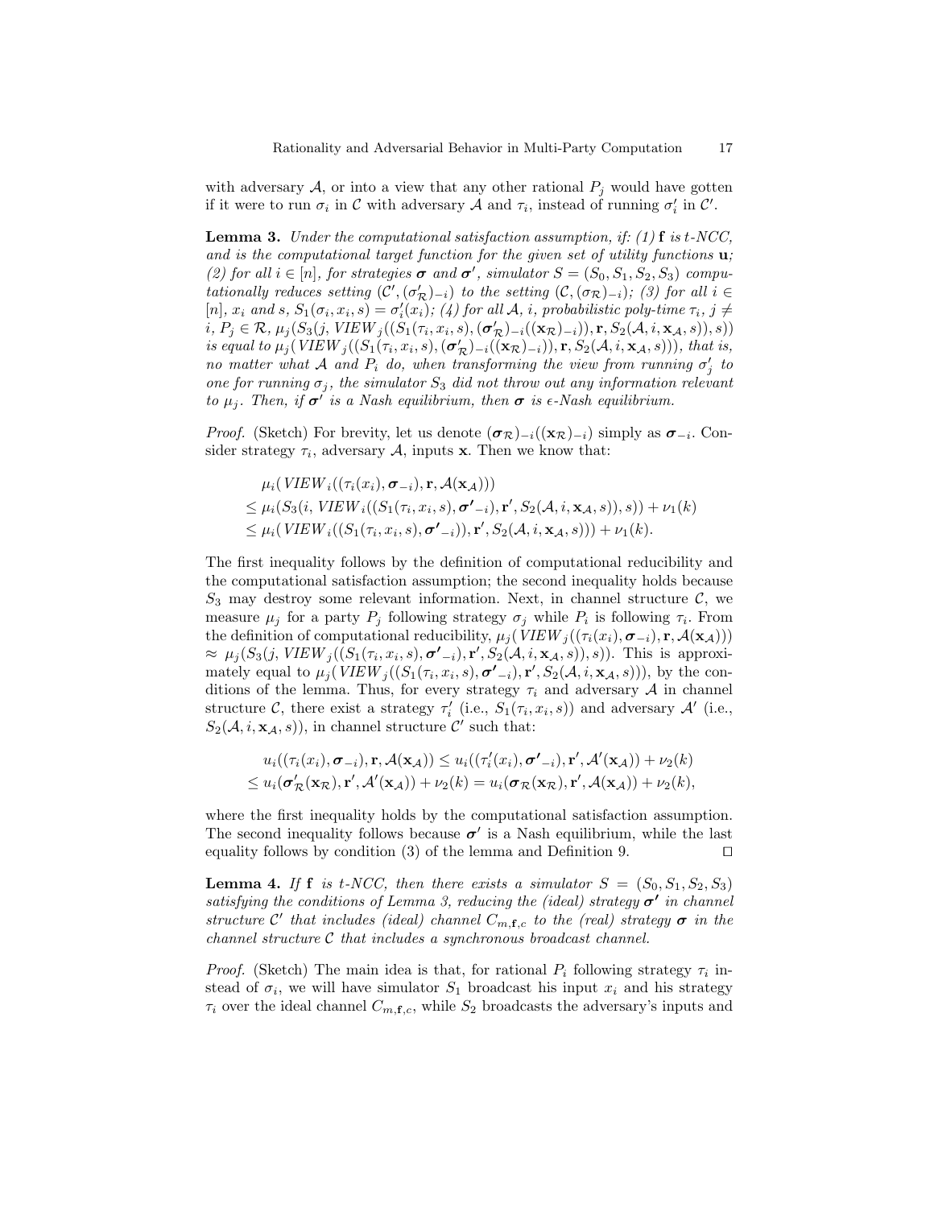with adversary $\mathcal{A}$, or into a view that any other rational $P_j$ would have gotten if it were to run $\sigma_i$ in $\mathcal{C}$ with adversary $\mathcal{A}$ and $\tau_i$, instead of running $\sigma'_i$ in $\mathcal{C}'$.

**Lemma 3.** *Under the computational satisfaction assumption, if: (1)* $\mathbf{f}$ *is* $t$*-NCC, and is the computational target function for the given set of utility functions* $\mathbf{u}$*; (2) for all* $i \in [n]$*, for strategies* $\boldsymbol{\sigma}$ *and* $\boldsymbol{\sigma}'$*, simulator* $S = (S_0, S_1, S_2, S_3)$ *computationally reduces setting* $(\mathcal{C}', (\sigma'_{\mathcal{R}})_{-i})$ *to the setting* $(\mathcal{C}, (\sigma_{\mathcal{R}})_{-i})$*; (3) for all* $i \in [n]$*,* $x_i$ *and* $s$*,* $S_1(\sigma_i, x_i, s) = \sigma'_i(x_i)$*; (4) for all* $\mathcal{A}$*,* $i$*, probabilistic poly-time* $\tau_i$*,* $j \neq i$*,* $P_j \in \mathcal{R}$*,* $\mu_j(S_3(j, \mathit{VIEW}_j((S_1(\tau_i, x_i, s), (\boldsymbol{\sigma}'_{\mathcal{R}})_{-i}((\mathbf{x}_{\mathcal{R}})_{-i})), \mathbf{r}, S_2(\mathcal{A}, i, \mathbf{x}_{\mathcal{A}}, s)), s))$ *is equal to* $\mu_j(\mathit{VIEW}_j((S_1(\tau_i, x_i, s), (\boldsymbol{\sigma}'_{\mathcal{R}})_{-i}((\mathbf{x}_{\mathcal{R}})_{-i})), \mathbf{r}, S_2(\mathcal{A}, i, \mathbf{x}_{\mathcal{A}}, s)))$*, that is, no matter what* $\mathcal{A}$ *and* $P_i$ *do, when transforming the view from running* $\sigma'_j$ *to one for running* $\sigma_j$*, the simulator* $S_3$ *did not throw out any information relevant to* $\mu_j$*. Then, if* $\boldsymbol{\sigma}'$ *is a Nash equilibrium, then* $\boldsymbol{\sigma}$ *is* $\epsilon$*-Nash equilibrium.*

*Proof.* (Sketch) For brevity, let us denote $(\boldsymbol{\sigma}_{\mathcal{R}})_{-i}((\mathbf{x}_{\mathcal{R}})_{-i})$ simply as $\boldsymbol{\sigma}_{-i}$. Consider strategy $\tau_i$, adversary $\mathcal{A}$, inputs $\mathbf{x}$. Then we know that:

$$
\begin{aligned}
&\mu_i(\mathit{VIEW}_i((\tau_i(x_i), \boldsymbol{\sigma}_{-i}), \mathbf{r}, \mathcal{A}(\mathbf{x}_{\mathcal{A}}))) \\
&\leq \mu_i(S_3(i, \mathit{VIEW}_i((S_1(\tau_i, x_i, s), \boldsymbol{\sigma'}_{-i}), \mathbf{r}', S_2(\mathcal{A}, i, \mathbf{x}_{\mathcal{A}}, s)), s)) + \nu_1(k) \\
&\leq \mu_i(\mathit{VIEW}_i((S_1(\tau_i, x_i, s), \boldsymbol{\sigma'}_{-i})), \mathbf{r}', S_2(\mathcal{A}, i, \mathbf{x}_{\mathcal{A}}, s))) + \nu_1(k).
\end{aligned}
$$

The first inequality follows by the definition of computational reducibility and the computational satisfaction assumption; the second inequality holds because $S_3$ may destroy some relevant information. Next, in channel structure $\mathcal{C}$, we measure $\mu_j$ for a party $P_j$ following strategy $\sigma_j$ while $P_i$ is following $\tau_i$. From the definition of computational reducibility, $\mu_j(\mathit{VIEW}_j((\tau_i(x_i), \boldsymbol{\sigma}_{-i}), \mathbf{r}, \mathcal{A}(\mathbf{x}_{\mathcal{A}})))$ $\approx \mu_j(S_3(j, \mathit{VIEW}_j((S_1(\tau_i, x_i, s), \boldsymbol{\sigma'}_{-i}), \mathbf{r}', S_2(\mathcal{A}, i, \mathbf{x}_{\mathcal{A}}, s)), s))$. This is approximately equal to $\mu_j(\mathit{VIEW}_j((S_1(\tau_i, x_i, s), \boldsymbol{\sigma'}_{-i}), \mathbf{r}', S_2(\mathcal{A}, i, \mathbf{x}_{\mathcal{A}}, s)))$, by the conditions of the lemma. Thus, for every strategy $\tau_i$ and adversary $\mathcal{A}$ in channel structure $\mathcal{C}$, there exist a strategy $\tau'_i$ (i.e., $S_1(\tau_i, x_i, s)$) and adversary $\mathcal{A}'$ (i.e., $S_2(\mathcal{A}, i, \mathbf{x}_{\mathcal{A}}, s)$), in channel structure $\mathcal{C}'$ such that:

$$
\begin{aligned}
&u_i((\tau_i(x_i), \boldsymbol{\sigma}_{-i}), \mathbf{r}, \mathcal{A}(\mathbf{x}_{\mathcal{A}})) \leq u_i((\tau'_i(x_i), \boldsymbol{\sigma'}_{-i}), \mathbf{r}', \mathcal{A}'(\mathbf{x}_{\mathcal{A}})) + \nu_2(k) \\
&\leq u_i(\boldsymbol{\sigma}'_{\mathcal{R}}(\mathbf{x}_{\mathcal{R}}), \mathbf{r}', \mathcal{A}'(\mathbf{x}_{\mathcal{A}})) + \nu_2(k) = u_i(\boldsymbol{\sigma}_{\mathcal{R}}(\mathbf{x}_{\mathcal{R}}), \mathbf{r}', \mathcal{A}(\mathbf{x}_{\mathcal{A}})) + \nu_2(k),
\end{aligned}
$$

where the first inequality holds by the computational satisfaction assumption. The second inequality follows because $\boldsymbol{\sigma}'$ is a Nash equilibrium, while the last equality follows by condition (3) of the lemma and Definition 9. ⊓⊔

**Lemma 4.** *If* $\mathbf{f}$ *is* $t$*-NCC, then there exists a simulator* $S = (S_0, S_1, S_2, S_3)$ *satisfying the conditions of Lemma 3, reducing the (ideal) strategy* $\boldsymbol{\sigma}'$ *in channel structure* $\mathcal{C}'$ *that includes (ideal) channel* $C_{m,\mathbf{f},c}$ *to the (real) strategy* $\boldsymbol{\sigma}$ *in the channel structure* $\mathcal{C}$ *that includes a synchronous broadcast channel.*

*Proof.* (Sketch) The main idea is that, for rational $P_i$ following strategy $\tau_i$ instead of $\sigma_i$, we will have simulator $S_1$ broadcast his input $x_i$ and his strategy $\tau_i$ over the ideal channel $C_{m,\mathbf{f},c}$, while $S_2$ broadcasts the adversary's inputs and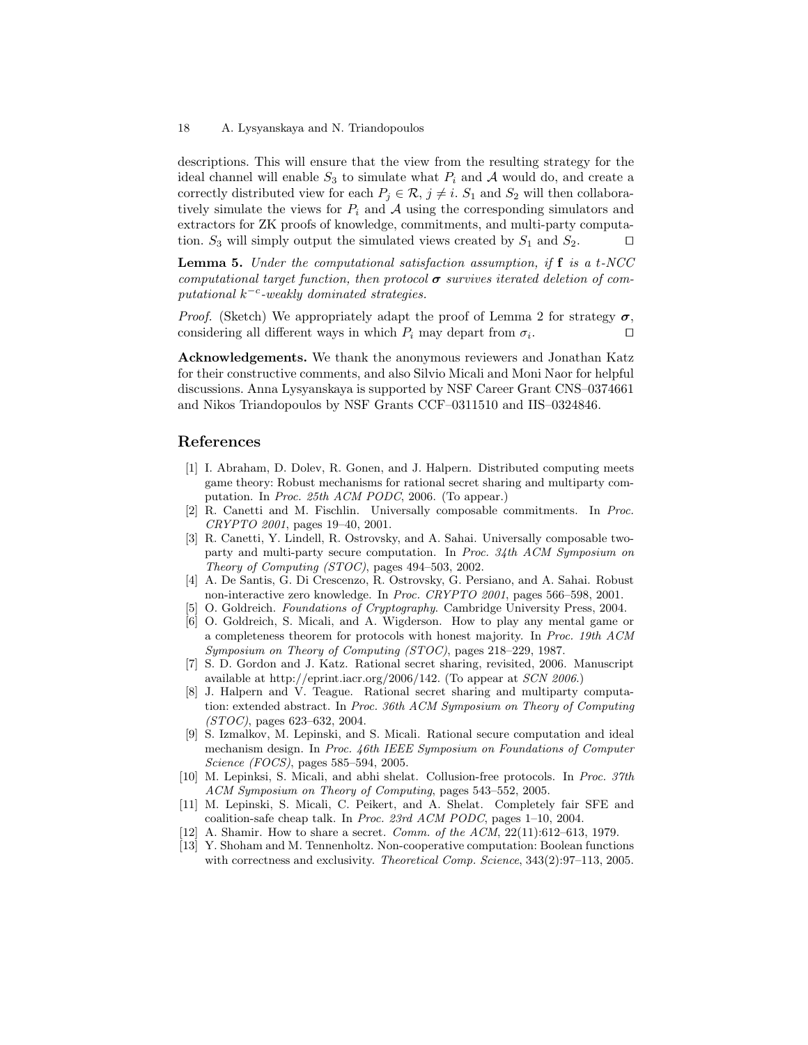descriptions. This will ensure that the view from the resulting strategy for the ideal channel will enable $S_3$ to simulate what $P_i$ and $\mathcal{A}$ would do, and create a correctly distributed view for each $P_j \in \mathcal{R}$, $j \neq i$. $S_1$ and $S_2$ will then collaboratively simulate the views for $P_i$ and $\mathcal{A}$ using the corresponding simulators and extractors for ZK proofs of knowledge, commitments, and multi-party computation. $S_3$ will simply output the simulated views created by $S_1$ and $S_2$. ⊓⊔

**Lemma 5.** *Under the computational satisfaction assumption, if* $\mathbf{f}$ *is a* $t$*-NCC computational target function, then protocol* $\boldsymbol{\sigma}$ *survives iterated deletion of computational* $k^{-c}$*-weakly dominated strategies.*

*Proof.* (Sketch) We appropriately adapt the proof of Lemma 2 for strategy $\boldsymbol{\sigma}$, considering all different ways in which $P_i$ may depart from $\sigma_i$. ⊓⊔

**Acknowledgements.** We thank the anonymous reviewers and Jonathan Katz for their constructive comments, and also Silvio Micali and Moni Naor for helpful discussions. Anna Lysyanskaya is supported by NSF Career Grant CNS–0374661 and Nikos Triandopoulos by NSF Grants CCF–0311510 and IIS–0324846.

## References

[1] I. Abraham, D. Dolev, R. Gonen, and J. Halpern. Distributed computing meets game theory: Robust mechanisms for rational secret sharing and multiparty computation. In *Proc. 25th ACM PODC*, 2006. (To appear.)

[2] R. Canetti and M. Fischlin. Universally composable commitments. In *Proc. CRYPTO 2001*, pages 19–40, 2001.

[3] R. Canetti, Y. Lindell, R. Ostrovsky, and A. Sahai. Universally composable two-party and multi-party secure computation. In *Proc. 34th ACM Symposium on Theory of Computing (STOC)*, pages 494–503, 2002.

[4] A. De Santis, G. Di Crescenzo, R. Ostrovsky, G. Persiano, and A. Sahai. Robust non-interactive zero knowledge. In *Proc. CRYPTO 2001*, pages 566–598, 2001.

[5] O. Goldreich. *Foundations of Cryptography*. Cambridge University Press, 2004.

[6] O. Goldreich, S. Micali, and A. Wigderson. How to play any mental game or a completeness theorem for protocols with honest majority. In *Proc. 19th ACM Symposium on Theory of Computing (STOC)*, pages 218–229, 1987.

[7] S. D. Gordon and J. Katz. Rational secret sharing, revisited, 2006. Manuscript available at http://eprint.iacr.org/2006/142. (To appear at *SCN 2006*.)

[8] J. Halpern and V. Teague. Rational secret sharing and multiparty computation: extended abstract. In *Proc. 36th ACM Symposium on Theory of Computing (STOC)*, pages 623–632, 2004.

[9] S. Izmalkov, M. Lepinski, and S. Micali. Rational secure computation and ideal mechanism design. In *Proc. 46th IEEE Symposium on Foundations of Computer Science (FOCS)*, pages 585–594, 2005.

[10] M. Lepinksi, S. Micali, and abhi shelat. Collusion-free protocols. In *Proc. 37th ACM Symposium on Theory of Computing*, pages 543–552, 2005.

[11] M. Lepinski, S. Micali, C. Peikert, and A. Shelat. Completely fair SFE and coalition-safe cheap talk. In *Proc. 23rd ACM PODC*, pages 1–10, 2004.

[12] A. Shamir. How to share a secret. *Comm. of the ACM*, 22(11):612–613, 1979.

[13] Y. Shoham and M. Tennenholtz. Non-cooperative computation: Boolean functions with correctness and exclusivity. *Theoretical Comp. Science*, 343(2):97–113, 2005.